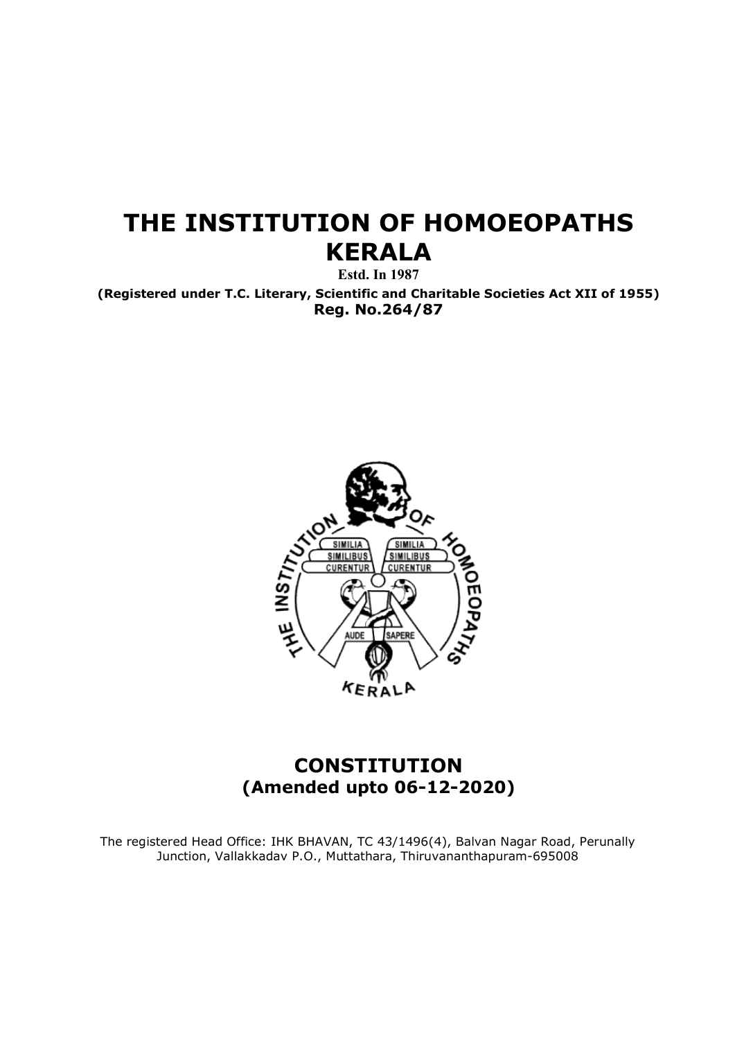# THE INSTITUTION OF HOMOEOPATHS KERALA

**Estd. In 1987**

**(Registered under T.C. Literary, Scientific and Charitable Societies Act XII of 1955)**

**Reg. No.264/87**

## CONSTITUTION
## (Amended upto 06-12-2020)

The registered Head Office: IHK BHAVAN, TC 43/1496(4), Balvan Nagar Road, Perunally Junction, Vallakkadav P.O., Muttathara, Thiruvananthapuram-695008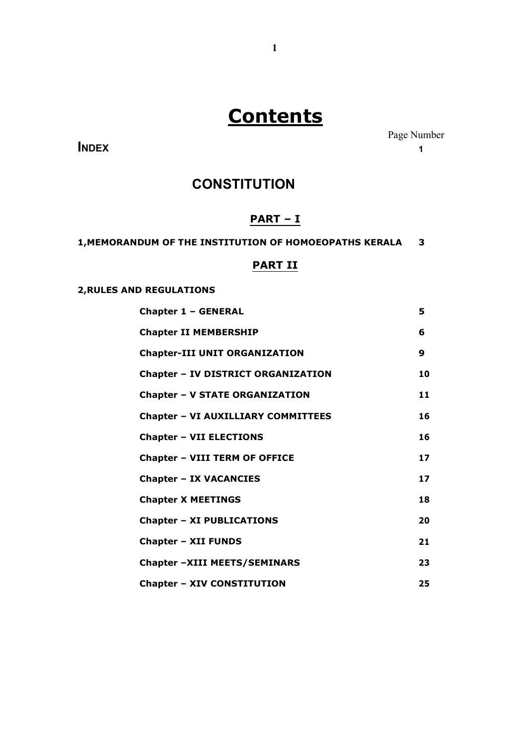# Contents

| | Page Number |
|---|---|
| **INDEX** | **1** |

## CONSTITUTION

### PART – I

| | |
|---|---|
| **1,MEMORANDUM OF THE INSTITUTION OF HOMOEOPATHS KERALA** | **3** |

### PART II

**2,RULES AND REGULATIONS**

| | |
|---|---|
| **Chapter 1 – GENERAL** | **5** |
| **Chapter II MEMBERSHIP** | **6** |
| **Chapter-III UNIT ORGANIZATION** | **9** |
| **Chapter – IV DISTRICT ORGANIZATION** | **10** |
| **Chapter – V STATE ORGANIZATION** | **11** |
| **Chapter – VI AUXILLIARY COMMITTEES** | **16** |
| **Chapter – VII ELECTIONS** | **16** |
| **Chapter – VIII TERM OF OFFICE** | **17** |
| **Chapter – IX VACANCIES** | **17** |
| **Chapter X MEETINGS** | **18** |
| **Chapter – XI PUBLICATIONS** | **20** |
| **Chapter – XII FUNDS** | **21** |
| **Chapter –XIII MEETS/SEMINARS** | **23** |
| **Chapter – XIV CONSTITUTION** | **25** |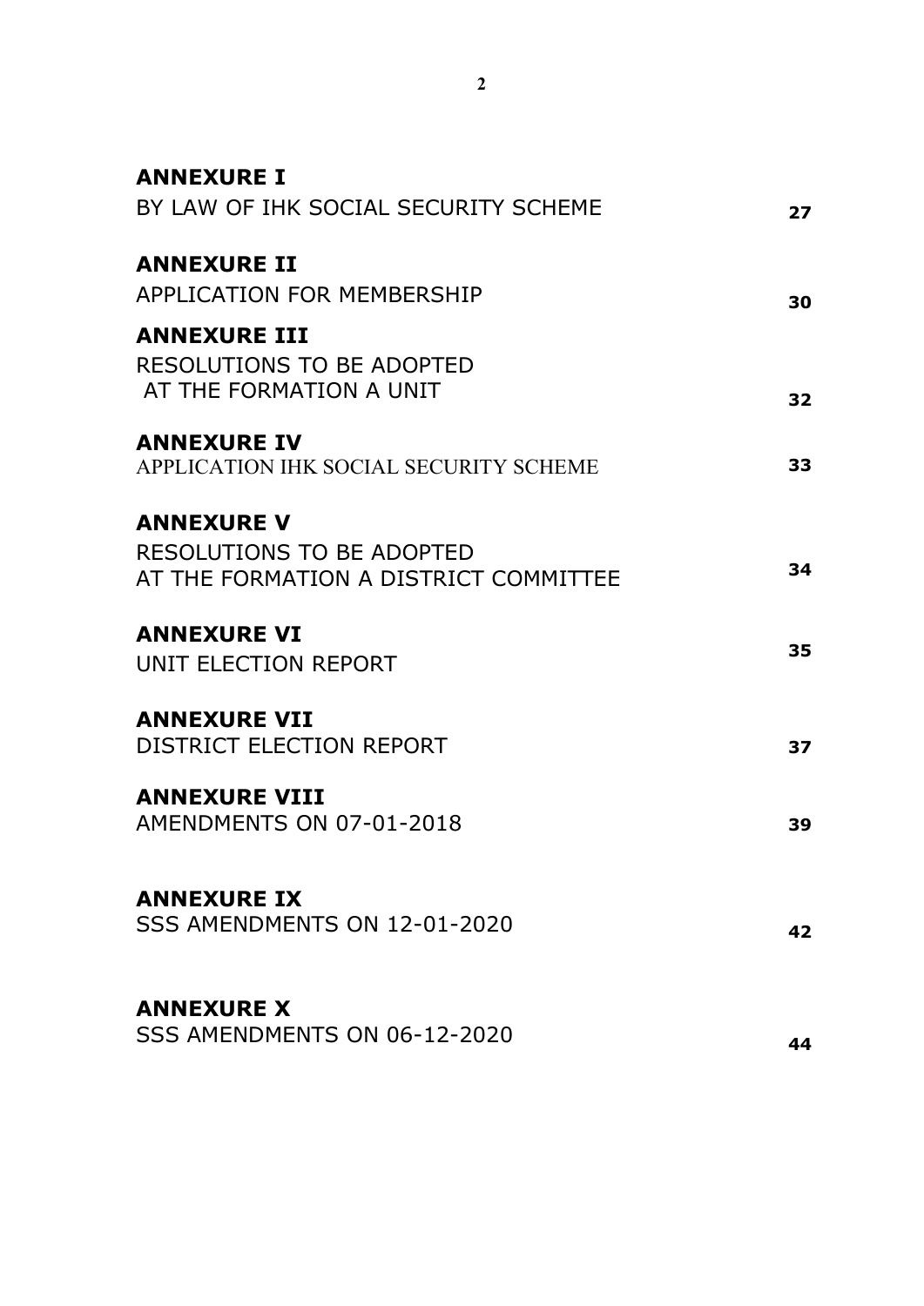| | |
|---|---|
| **ANNEXURE I**<br>BY LAW OF IHK SOCIAL SECURITY SCHEME | 27 |
| **ANNEXURE II**<br>APPLICATION FOR MEMBERSHIP | 30 |
| **ANNEXURE III**<br>RESOLUTIONS TO BE ADOPTED AT THE FORMATION A UNIT | 32 |
| **ANNEXURE IV**<br>APPLICATION IHK SOCIAL SECURITY SCHEME | 33 |
| **ANNEXURE V**<br>RESOLUTIONS TO BE ADOPTED AT THE FORMATION A DISTRICT COMMITTEE | 34 |
| **ANNEXURE VI**<br>UNIT ELECTION REPORT | 35 |
| **ANNEXURE VII**<br>DISTRICT ELECTION REPORT | 37 |
| **ANNEXURE VIII**<br>AMENDMENTS ON 07-01-2018 | 39 |
| **ANNEXURE IX**<br>SSS AMENDMENTS ON 12-01-2020 | 42 |
| **ANNEXURE X**<br>SSS AMENDMENTS ON 06-12-2020 | 44 |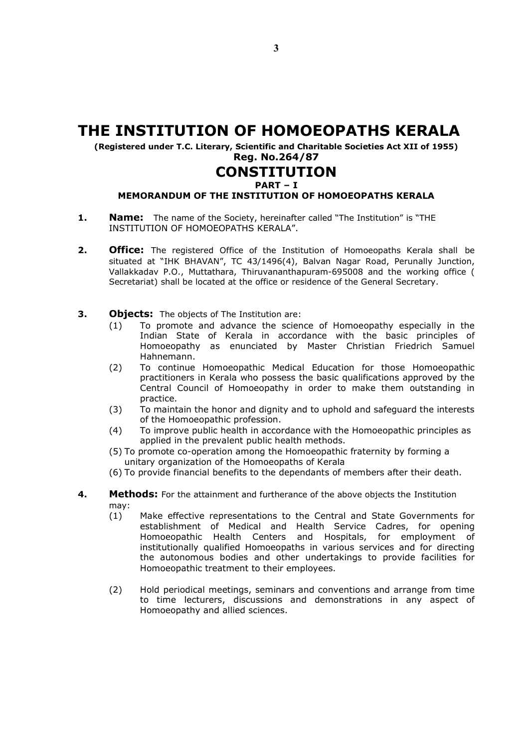# THE INSTITUTION OF HOMOEOPATHS KERALA

**(Registered under T.C. Literary, Scientific and Charitable Societies Act XII of 1955)**

**Reg. No.264/87**

## CONSTITUTION

**PART – I**

### MEMORANDUM OF THE INSTITUTION OF HOMOEOPATHS KERALA

**1. Name:** The name of the Society, hereinafter called "The Institution" is "THE INSTITUTION OF HOMOEOPATHS KERALA".

**2. Office:** The registered Office of the Institution of Homoeopaths Kerala shall be situated at "IHK BHAVAN", TC 43/1496(4), Balvan Nagar Road, Perunally Junction, Vallakkadav P.O., Muttathara, Thiruvananthapuram-695008 and the working office ( Secretariat) shall be located at the office or residence of the General Secretary.

**3. Objects:** The objects of The Institution are:

(1) To promote and advance the science of Homoeopathy especially in the Indian State of Kerala in accordance with the basic principles of Homoeopathy as enunciated by Master Christian Friedrich Samuel Hahnemann.

(2) To continue Homoeopathic Medical Education for those Homoeopathic practitioners in Kerala who possess the basic qualifications approved by the Central Council of Homoeopathy in order to make them outstanding in practice.

(3) To maintain the honor and dignity and to uphold and safeguard the interests of the Homoeopathic profession.

(4) To improve public health in accordance with the Homoeopathic principles as applied in the prevalent public health methods.

(5) To promote co-operation among the Homoeopathic fraternity by forming a unitary organization of the Homoeopaths of Kerala

(6) To provide financial benefits to the dependants of members after their death.

**4. Methods:** For the attainment and furtherance of the above objects the Institution may:

(1) Make effective representations to the Central and State Governments for establishment of Medical and Health Service Cadres, for opening Homoeopathic Health Centers and Hospitals, for employment of institutionally qualified Homoeopaths in various services and for directing the autonomous bodies and other undertakings to provide facilities for Homoeopathic treatment to their employees.

(2) Hold periodical meetings, seminars and conventions and arrange from time to time lecturers, discussions and demonstrations in any aspect of Homoeopathy and allied sciences.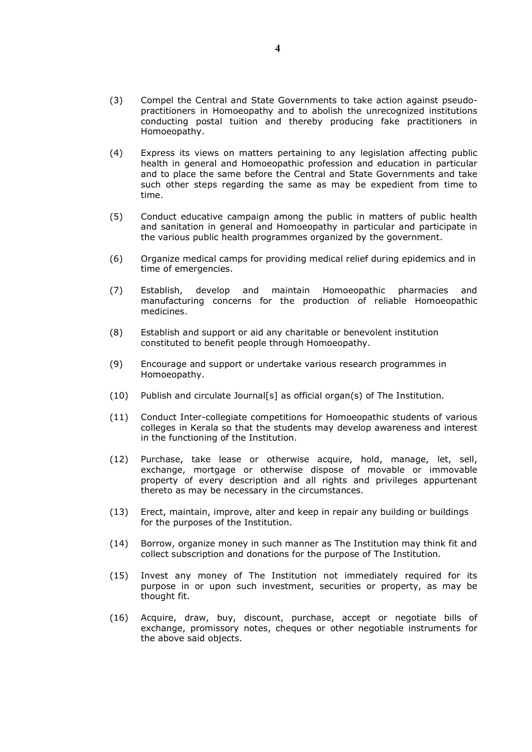(3) Compel the Central and State Governments to take action against pseudo-practitioners in Homoeopathy and to abolish the unrecognized institutions conducting postal tuition and thereby producing fake practitioners in Homoeopathy.

(4) Express its views on matters pertaining to any legislation affecting public health in general and Homoeopathic profession and education in particular and to place the same before the Central and State Governments and take such other steps regarding the same as may be expedient from time to time.

(5) Conduct educative campaign among the public in matters of public health and sanitation in general and Homoeopathy in particular and participate in the various public health programmes organized by the government.

(6) Organize medical camps for providing medical relief during epidemics and in time of emergencies.

(7) Establish, develop and maintain Homoeopathic pharmacies and manufacturing concerns for the production of reliable Homoeopathic medicines.

(8) Establish and support or aid any charitable or benevolent institution constituted to benefit people through Homoeopathy.

(9) Encourage and support or undertake various research programmes in Homoeopathy.

(10) Publish and circulate Journal[s] as official organ(s) of The Institution.

(11) Conduct Inter-collegiate competitions for Homoeopathic students of various colleges in Kerala so that the students may develop awareness and interest in the functioning of the Institution.

(12) Purchase, take lease or otherwise acquire, hold, manage, let, sell, exchange, mortgage or otherwise dispose of movable or immovable property of every description and all rights and privileges appurtenant thereto as may be necessary in the circumstances.

(13) Erect, maintain, improve, alter and keep in repair any building or buildings for the purposes of the Institution.

(14) Borrow, organize money in such manner as The Institution may think fit and collect subscription and donations for the purpose of The Institution.

(15) Invest any money of The Institution not immediately required for its purpose in or upon such investment, securities or property, as may be thought fit.

(16) Acquire, draw, buy, discount, purchase, accept or negotiate bills of exchange, promissory notes, cheques or other negotiable instruments for the above said objects.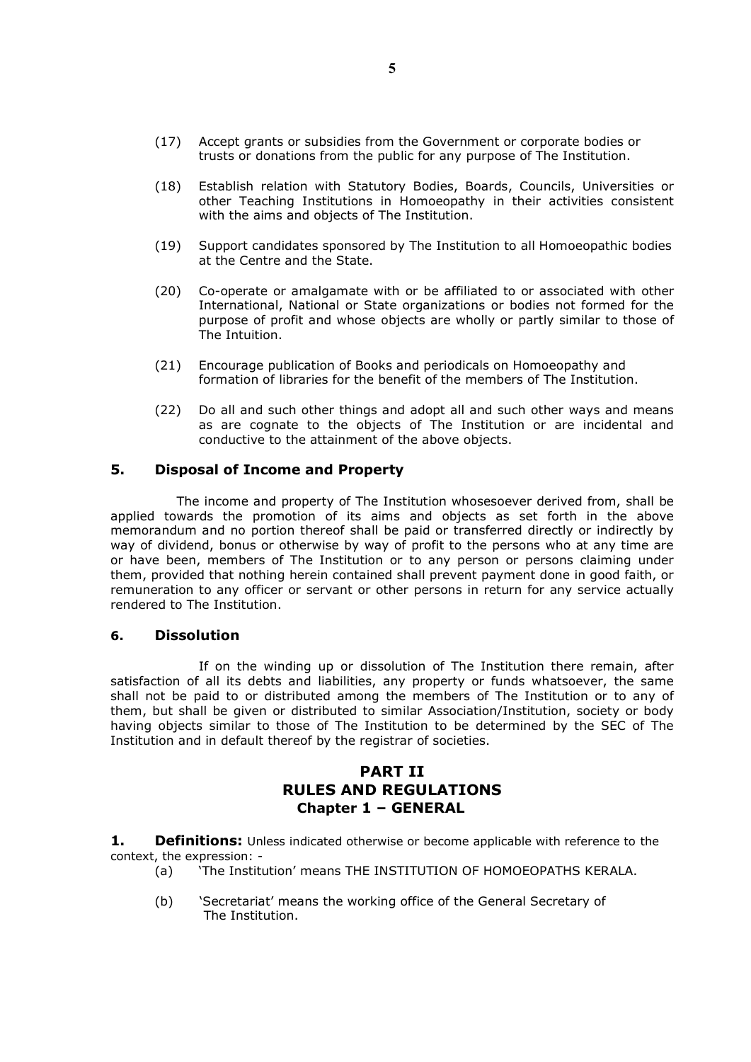(17) Accept grants or subsidies from the Government or corporate bodies or trusts or donations from the public for any purpose of The Institution.

(18) Establish relation with Statutory Bodies, Boards, Councils, Universities or other Teaching Institutions in Homoeopathy in their activities consistent with the aims and objects of The Institution.

(19) Support candidates sponsored by The Institution to all Homoeopathic bodies at the Centre and the State.

(20) Co-operate or amalgamate with or be affiliated to or associated with other International, National or State organizations or bodies not formed for the purpose of profit and whose objects are wholly or partly similar to those of The Intuition.

(21) Encourage publication of Books and periodicals on Homoeopathy and formation of libraries for the benefit of the members of The Institution.

(22) Do all and such other things and adopt all and such other ways and means as are cognate to the objects of The Institution or are incidental and conductive to the attainment of the above objects.

### 5. Disposal of Income and Property

The income and property of The Institution whosesoever derived from, shall be applied towards the promotion of its aims and objects as set forth in the above memorandum and no portion thereof shall be paid or transferred directly or indirectly by way of dividend, bonus or otherwise by way of profit to the persons who at any time are or have been, members of The Institution or to any person or persons claiming under them, provided that nothing herein contained shall prevent payment done in good faith, or remuneration to any officer or servant or other persons in return for any service actually rendered to The Institution.

### 6. Dissolution

If on the winding up or dissolution of The Institution there remain, after satisfaction of all its debts and liabilities, any property or funds whatsoever, the same shall not be paid to or distributed among the members of The Institution or to any of them, but shall be given or distributed to similar Association/Institution, society or body having objects similar to those of The Institution to be determined by the SEC of The Institution and in default thereof by the registrar of societies.

## PART II
## RULES AND REGULATIONS
### Chapter 1 – GENERAL

**1. Definitions:** Unless indicated otherwise or become applicable with reference to the context, the expression: -

(a) 'The Institution' means THE INSTITUTION OF HOMOEOPATHS KERALA.

(b) 'Secretariat' means the working office of the General Secretary of The Institution.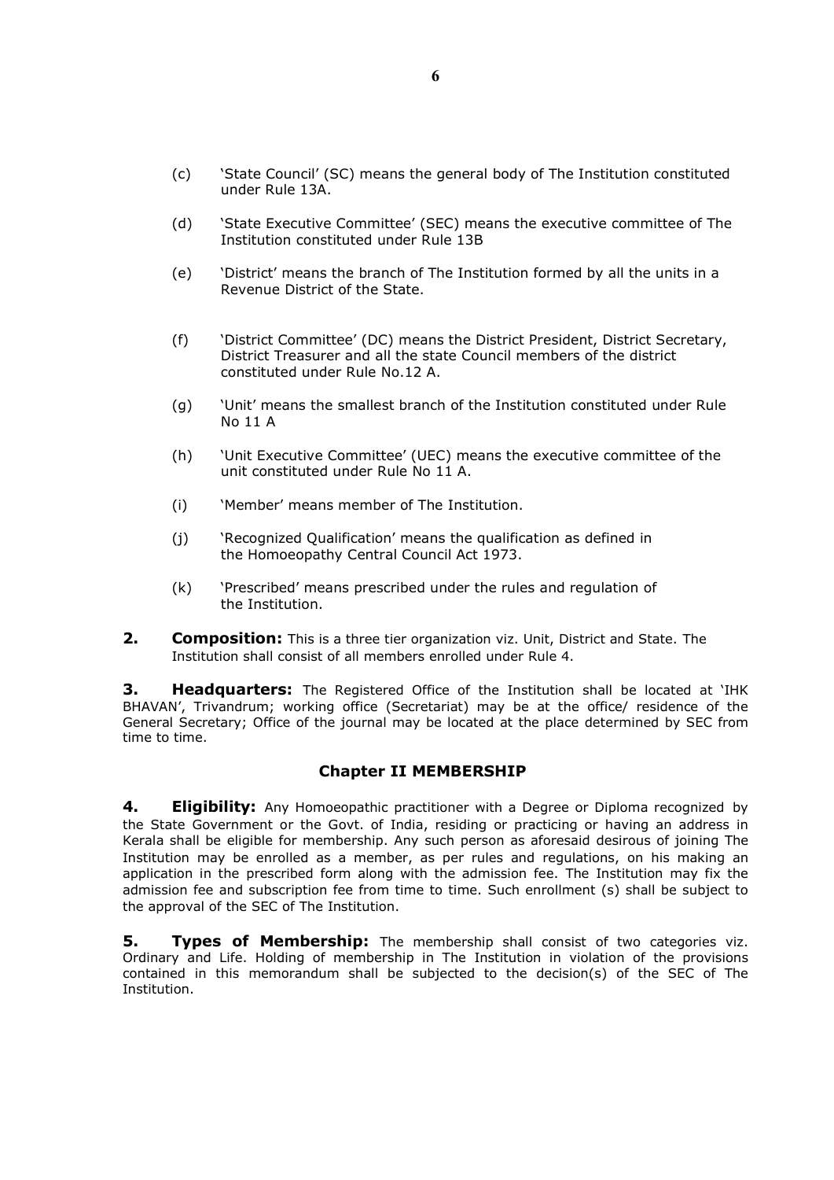(c) 'State Council' (SC) means the general body of The Institution constituted under Rule 13A.

(d) 'State Executive Committee' (SEC) means the executive committee of The Institution constituted under Rule 13B

(e) 'District' means the branch of The Institution formed by all the units in a Revenue District of the State.

(f) 'District Committee' (DC) means the District President, District Secretary, District Treasurer and all the state Council members of the district constituted under Rule No.12 A.

(g) 'Unit' means the smallest branch of the Institution constituted under Rule No 11 A

(h) 'Unit Executive Committee' (UEC) means the executive committee of the unit constituted under Rule No 11 A.

(i) 'Member' means member of The Institution.

(j) 'Recognized Qualification' means the qualification as defined in the Homoeopathy Central Council Act 1973.

(k) 'Prescribed' means prescribed under the rules and regulation of the Institution.

**2. Composition:** This is a three tier organization viz. Unit, District and State. The Institution shall consist of all members enrolled under Rule 4.

**3. Headquarters:** The Registered Office of the Institution shall be located at 'IHK BHAVAN', Trivandrum; working office (Secretariat) may be at the office/ residence of the General Secretary; Office of the journal may be located at the place determined by SEC from time to time.

## Chapter II MEMBERSHIP

**4. Eligibility:** Any Homoeopathic practitioner with a Degree or Diploma recognized by the State Government or the Govt. of India, residing or practicing or having an address in Kerala shall be eligible for membership. Any such person as aforesaid desirous of joining The Institution may be enrolled as a member, as per rules and regulations, on his making an application in the prescribed form along with the admission fee. The Institution may fix the admission fee and subscription fee from time to time. Such enrollment (s) shall be subject to the approval of the SEC of The Institution.

**5. Types of Membership:** The membership shall consist of two categories viz. Ordinary and Life. Holding of membership in The Institution in violation of the provisions contained in this memorandum shall be subjected to the decision(s) of the SEC of The Institution.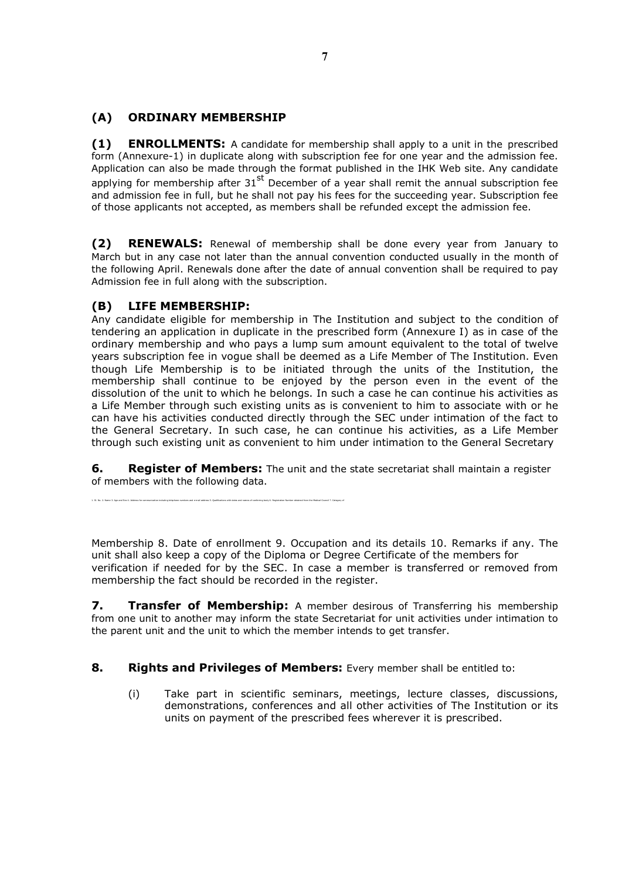## (A) ORDINARY MEMBERSHIP

**(1) ENROLLMENTS:** A candidate for membership shall apply to a unit in the prescribed form (Annexure-1) in duplicate along with subscription fee for one year and the admission fee. Application can also be made through the format published in the IHK Web site. Any candidate applying for membership after 31st December of a year shall remit the annual subscription fee and admission fee in full, but he shall not pay his fees for the succeeding year. Subscription fee of those applicants not accepted, as members shall be refunded except the admission fee.

**(2) RENEWALS:** Renewal of membership shall be done every year from January to March but in any case not later than the annual convention conducted usually in the month of the following April. Renewals done after the date of annual convention shall be required to pay Admission fee in full along with the subscription.

## (B) LIFE MEMBERSHIP:

Any candidate eligible for membership in The Institution and subject to the condition of tendering an application in duplicate in the prescribed form (Annexure I) as in case of the ordinary membership and who pays a lump sum amount equivalent to the total of twelve years subscription fee in vogue shall be deemed as a Life Member of The Institution. Even though Life Membership is to be initiated through the units of the Institution, the membership shall continue to be enjoyed by the person even in the event of the dissolution of the unit to which he belongs. In such a case he can continue his activities as a Life Member through such existing units as is convenient to him to associate with or he can have his activities conducted directly through the SEC under intimation of the fact to the General Secretary. In such case, he can continue his activities, as a Life Member through such existing unit as convenient to him under intimation to the General Secretary

**6. Register of Members:** The unit and the state secretariat shall maintain a register of members with the following data.

1. Sl. No. 2. Name 3. Age and Sex 4. Address for communication including telephone numbers and e-mail address 5. Qualifications with dates and names of conferring body 6. Registration Number obtained from the Medical Council 7. Category of

Membership 8. Date of enrollment 9. Occupation and its details 10. Remarks if any. The unit shall also keep a copy of the Diploma or Degree Certificate of the members for verification if needed for by the SEC. In case a member is transferred or removed from membership the fact should be recorded in the register.

**7. Transfer of Membership:** A member desirous of Transferring his membership from one unit to another may inform the state Secretariat for unit activities under intimation to the parent unit and the unit to which the member intends to get transfer.

**8. Rights and Privileges of Members:** Every member shall be entitled to:

(i) Take part in scientific seminars, meetings, lecture classes, discussions, demonstrations, conferences and all other activities of The Institution or its units on payment of the prescribed fees wherever it is prescribed.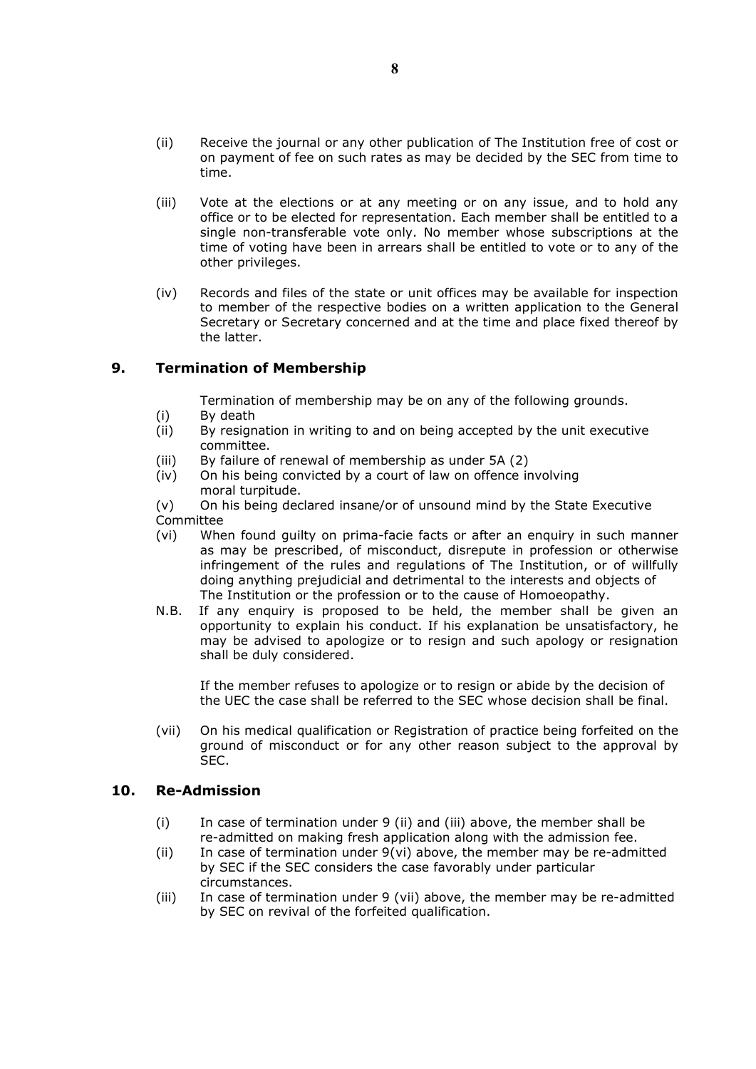(ii) Receive the journal or any other publication of The Institution free of cost or on payment of fee on such rates as may be decided by the SEC from time to time.

(iii) Vote at the elections or at any meeting or on any issue, and to hold any office or to be elected for representation. Each member shall be entitled to a single non-transferable vote only. No member whose subscriptions at the time of voting have been in arrears shall be entitled to vote or to any of the other privileges.

(iv) Records and files of the state or unit offices may be available for inspection to member of the respective bodies on a written application to the General Secretary or Secretary concerned and at the time and place fixed thereof by the latter.

## 9. Termination of Membership

Termination of membership may be on any of the following grounds.

(i) By death

(ii) By resignation in writing to and on being accepted by the unit executive committee.

(iii) By failure of renewal of membership as under 5A (2)

(iv) On his being convicted by a court of law on offence involving moral turpitude.

(v) On his being declared insane/or of unsound mind by the State Executive Committee

(vi) When found guilty on prima-facie facts or after an enquiry in such manner as may be prescribed, of misconduct, disrepute in profession or otherwise infringement of the rules and regulations of The Institution, or of willfully doing anything prejudicial and detrimental to the interests and objects of The Institution or the profession or to the cause of Homoeopathy.

N.B. If any enquiry is proposed to be held, the member shall be given an opportunity to explain his conduct. If his explanation be unsatisfactory, he may be advised to apologize or to resign and such apology or resignation shall be duly considered.

If the member refuses to apologize or to resign or abide by the decision of the UEC the case shall be referred to the SEC whose decision shall be final.

(vii) On his medical qualification or Registration of practice being forfeited on the ground of misconduct or for any other reason subject to the approval by SEC.

## 10. Re-Admission

(i) In case of termination under 9 (ii) and (iii) above, the member shall be re-admitted on making fresh application along with the admission fee.

(ii) In case of termination under 9(vi) above, the member may be re-admitted by SEC if the SEC considers the case favorably under particular circumstances.

(iii) In case of termination under 9 (vii) above, the member may be re-admitted by SEC on revival of the forfeited qualification.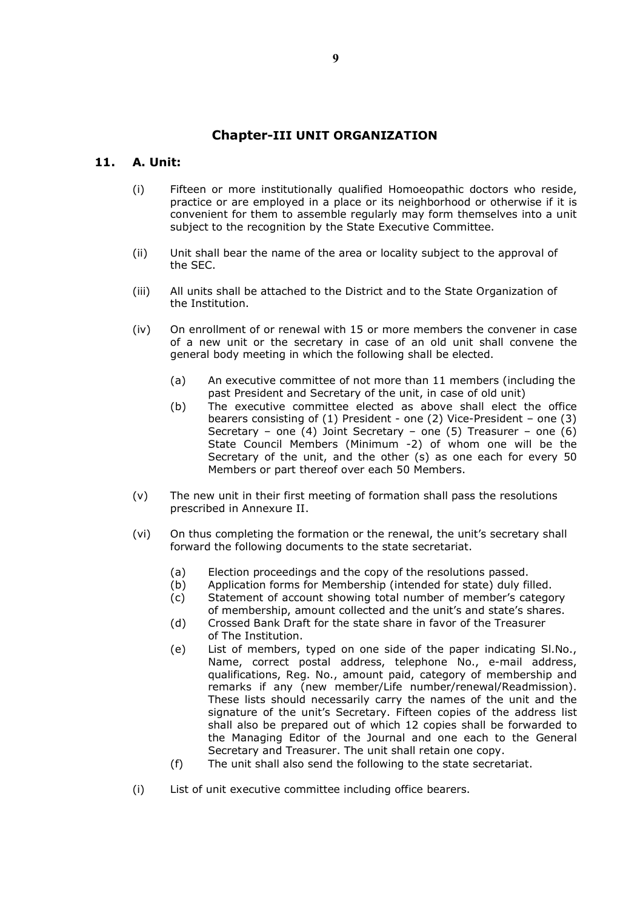## Chapter-III UNIT ORGANIZATION

### 11. A. Unit:

(i) Fifteen or more institutionally qualified Homoeopathic doctors who reside, practice or are employed in a place or its neighborhood or otherwise if it is convenient for them to assemble regularly may form themselves into a unit subject to the recognition by the State Executive Committee.

(ii) Unit shall bear the name of the area or locality subject to the approval of the SEC.

(iii) All units shall be attached to the District and to the State Organization of the Institution.

(iv) On enrollment of or renewal with 15 or more members the convener in case of a new unit or the secretary in case of an old unit shall convene the general body meeting in which the following shall be elected.

- (a) An executive committee of not more than 11 members (including the past President and Secretary of the unit, in case of old unit)
- (b) The executive committee elected as above shall elect the office bearers consisting of (1) President - one (2) Vice-President – one (3) Secretary – one (4) Joint Secretary – one (5) Treasurer – one (6) State Council Members (Minimum -2) of whom one will be the Secretary of the unit, and the other (s) as one each for every 50 Members or part thereof over each 50 Members.

(v) The new unit in their first meeting of formation shall pass the resolutions prescribed in Annexure II.

(vi) On thus completing the formation or the renewal, the unit's secretary shall forward the following documents to the state secretariat.

- (a) Election proceedings and the copy of the resolutions passed.
- (b) Application forms for Membership (intended for state) duly filled.
- (c) Statement of account showing total number of member's category of membership, amount collected and the unit's and state's shares.
- (d) Crossed Bank Draft for the state share in favor of the Treasurer of The Institution.
- (e) List of members, typed on one side of the paper indicating Sl.No., Name, correct postal address, telephone No., e-mail address, qualifications, Reg. No., amount paid, category of membership and remarks if any (new member/Life number/renewal/Readmission). These lists should necessarily carry the names of the unit and the signature of the unit's Secretary. Fifteen copies of the address list shall also be prepared out of which 12 copies shall be forwarded to the Managing Editor of the Journal and one each to the General Secretary and Treasurer. The unit shall retain one copy.
- (f) The unit shall also send the following to the state secretariat.

(i) List of unit executive committee including office bearers.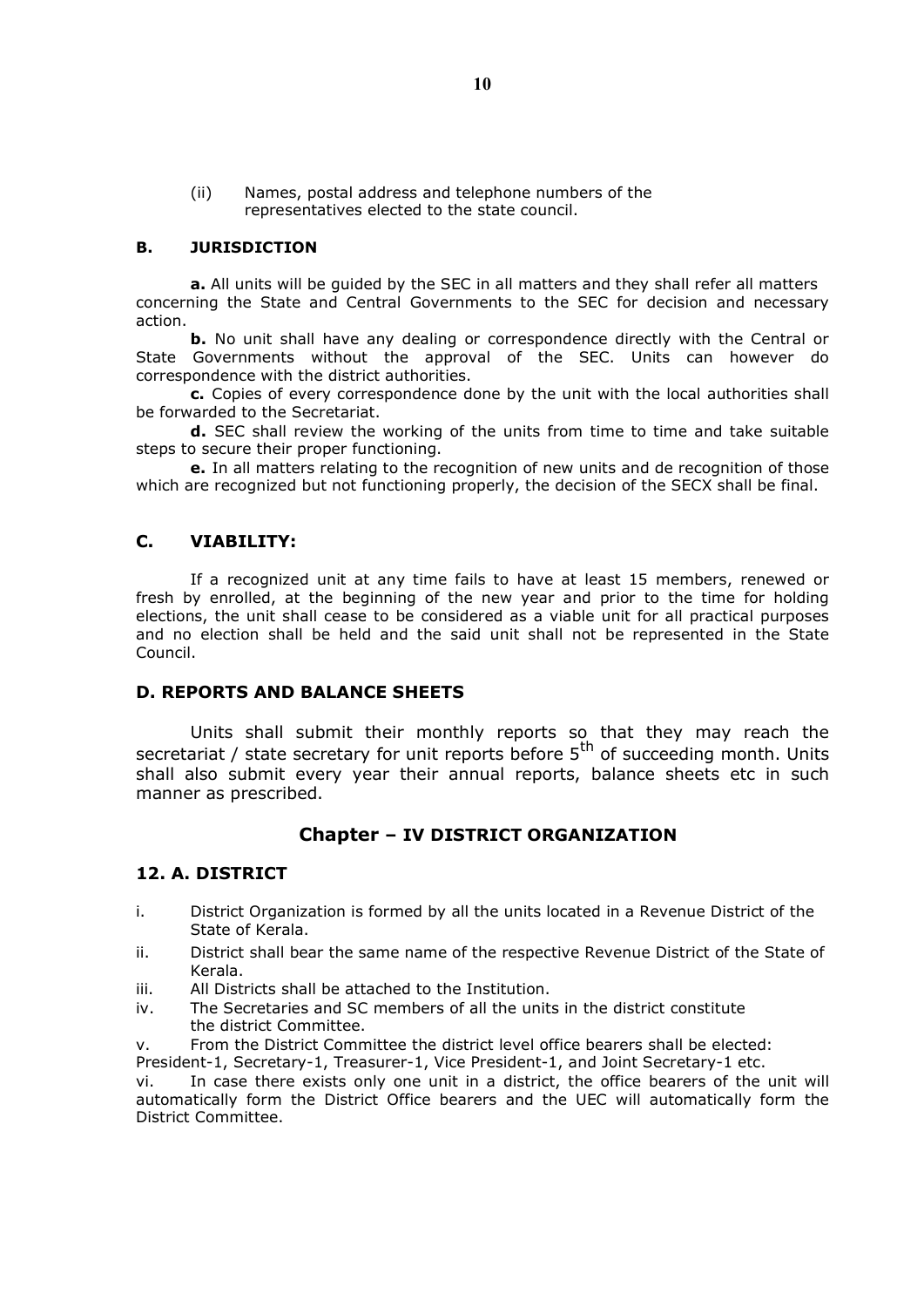(ii) Names, postal address and telephone numbers of the representatives elected to the state council.

### B. JURISDICTION

**a.** All units will be guided by the SEC in all matters and they shall refer all matters concerning the State and Central Governments to the SEC for decision and necessary action.

**b.** No unit shall have any dealing or correspondence directly with the Central or State Governments without the approval of the SEC. Units can however do correspondence with the district authorities.

**c.** Copies of every correspondence done by the unit with the local authorities shall be forwarded to the Secretariat.

**d.** SEC shall review the working of the units from time to time and take suitable steps to secure their proper functioning.

**e.** In all matters relating to the recognition of new units and de recognition of those which are recognized but not functioning properly, the decision of the SECX shall be final.

### C. VIABILITY:

If a recognized unit at any time fails to have at least 15 members, renewed or fresh by enrolled, at the beginning of the new year and prior to the time for holding elections, the unit shall cease to be considered as a viable unit for all practical purposes and no election shall be held and the said unit shall not be represented in the State Council.

### D. REPORTS AND BALANCE SHEETS

Units shall submit their monthly reports so that they may reach the secretariat / state secretary for unit reports before 5th of succeeding month. Units shall also submit every year their annual reports, balance sheets etc in such manner as prescribed.

## Chapter – IV DISTRICT ORGANIZATION

### 12. A. DISTRICT

i. District Organization is formed by all the units located in a Revenue District of the State of Kerala.

ii. District shall bear the same name of the respective Revenue District of the State of Kerala.

iii. All Districts shall be attached to the Institution.

iv. The Secretaries and SC members of all the units in the district constitute the district Committee.

v. From the District Committee the district level office bearers shall be elected: President-1, Secretary-1, Treasurer-1, Vice President-1, and Joint Secretary-1 etc.

vi. In case there exists only one unit in a district, the office bearers of the unit will automatically form the District Office bearers and the UEC will automatically form the District Committee.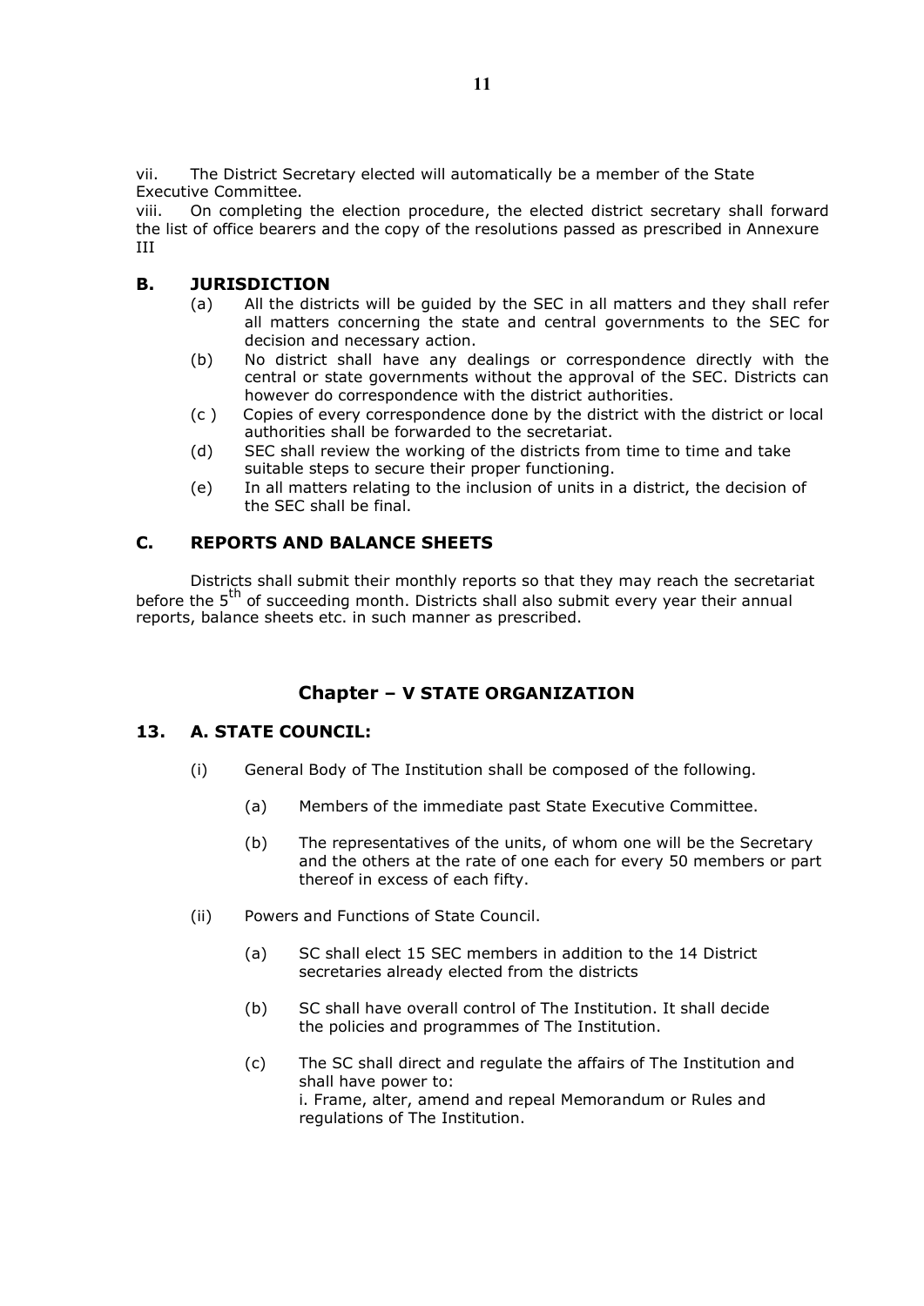vii. The District Secretary elected will automatically be a member of the State Executive Committee.

viii. On completing the election procedure, the elected district secretary shall forward the list of office bearers and the copy of the resolutions passed as prescribed in Annexure III

## B. JURISDICTION

(a) All the districts will be guided by the SEC in all matters and they shall refer all matters concerning the state and central governments to the SEC for decision and necessary action.

(b) No district shall have any dealings or correspondence directly with the central or state governments without the approval of the SEC. Districts can however do correspondence with the district authorities.

(c ) Copies of every correspondence done by the district with the district or local authorities shall be forwarded to the secretariat.

(d) SEC shall review the working of the districts from time to time and take suitable steps to secure their proper functioning.

(e) In all matters relating to the inclusion of units in a district, the decision of the SEC shall be final.

## C. REPORTS AND BALANCE SHEETS

Districts shall submit their monthly reports so that they may reach the secretariat before the 5th of succeeding month. Districts shall also submit every year their annual reports, balance sheets etc. in such manner as prescribed.

# Chapter – V STATE ORGANIZATION

## 13. A. STATE COUNCIL:

(i) General Body of The Institution shall be composed of the following.

(a) Members of the immediate past State Executive Committee.

(b) The representatives of the units, of whom one will be the Secretary and the others at the rate of one each for every 50 members or part thereof in excess of each fifty.

(ii) Powers and Functions of State Council.

(a) SC shall elect 15 SEC members in addition to the 14 District secretaries already elected from the districts

(b) SC shall have overall control of The Institution. It shall decide the policies and programmes of The Institution.

(c) The SC shall direct and regulate the affairs of The Institution and shall have power to:
i. Frame, alter, amend and repeal Memorandum or Rules and regulations of The Institution.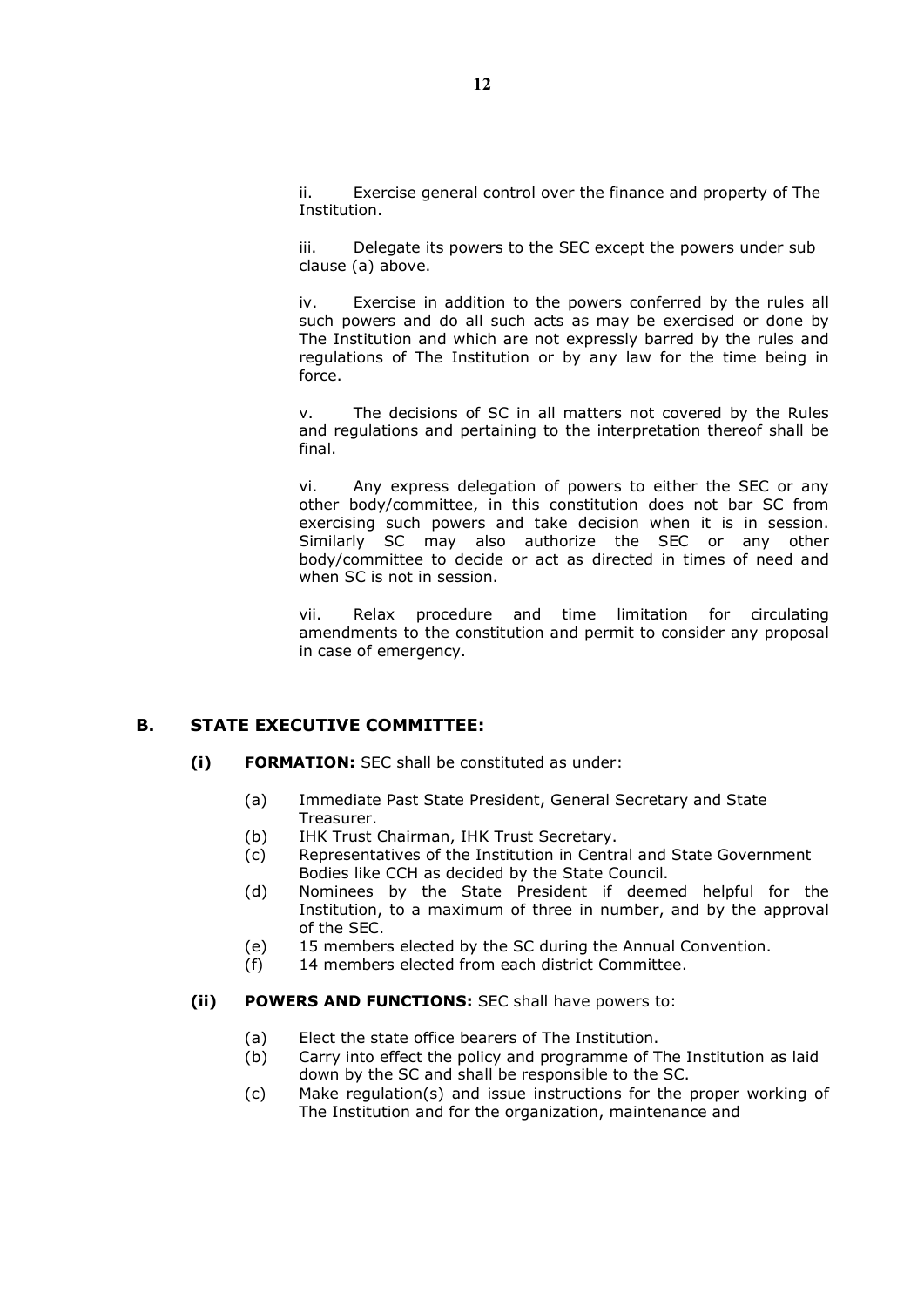ii. Exercise general control over the finance and property of The Institution.

iii. Delegate its powers to the SEC except the powers under sub clause (a) above.

iv. Exercise in addition to the powers conferred by the rules all such powers and do all such acts as may be exercised or done by The Institution and which are not expressly barred by the rules and regulations of The Institution or by any law for the time being in force.

v. The decisions of SC in all matters not covered by the Rules and regulations and pertaining to the interpretation thereof shall be final.

vi. Any express delegation of powers to either the SEC or any other body/committee, in this constitution does not bar SC from exercising such powers and take decision when it is in session. Similarly SC may also authorize the SEC or any other body/committee to decide or act as directed in times of need and when SC is not in session.

vii. Relax procedure and time limitation for circulating amendments to the constitution and permit to consider any proposal in case of emergency.

## B. STATE EXECUTIVE COMMITTEE:

**(i) FORMATION:** SEC shall be constituted as under:

(a) Immediate Past State President, General Secretary and State Treasurer.
(b) IHK Trust Chairman, IHK Trust Secretary.
(c) Representatives of the Institution in Central and State Government Bodies like CCH as decided by the State Council.
(d) Nominees by the State President if deemed helpful for the Institution, to a maximum of three in number, and by the approval of the SEC.
(e) 15 members elected by the SC during the Annual Convention.
(f) 14 members elected from each district Committee.

**(ii) POWERS AND FUNCTIONS:** SEC shall have powers to:

(a) Elect the state office bearers of The Institution.
(b) Carry into effect the policy and programme of The Institution as laid down by the SC and shall be responsible to the SC.
(c) Make regulation(s) and issue instructions for the proper working of The Institution and for the organization, maintenance and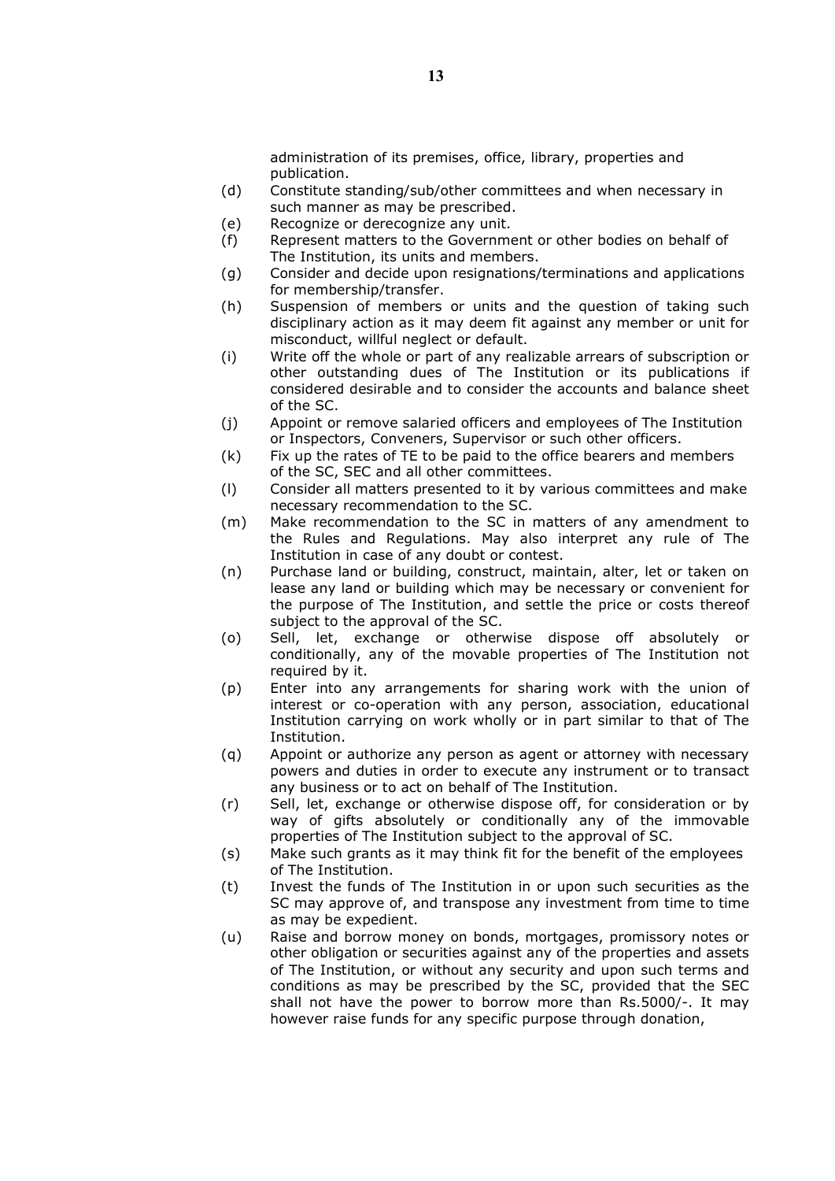administration of its premises, office, library, properties and publication.

(d) Constitute standing/sub/other committees and when necessary in such manner as may be prescribed.

(e) Recognize or derecognize any unit.

(f) Represent matters to the Government or other bodies on behalf of The Institution, its units and members.

(g) Consider and decide upon resignations/terminations and applications for membership/transfer.

(h) Suspension of members or units and the question of taking such disciplinary action as it may deem fit against any member or unit for misconduct, willful neglect or default.

(i) Write off the whole or part of any realizable arrears of subscription or other outstanding dues of The Institution or its publications if considered desirable and to consider the accounts and balance sheet of the SC.

(j) Appoint or remove salaried officers and employees of The Institution or Inspectors, Conveners, Supervisor or such other officers.

(k) Fix up the rates of TE to be paid to the office bearers and members of the SC, SEC and all other committees.

(l) Consider all matters presented to it by various committees and make necessary recommendation to the SC.

(m) Make recommendation to the SC in matters of any amendment to the Rules and Regulations. May also interpret any rule of The Institution in case of any doubt or contest.

(n) Purchase land or building, construct, maintain, alter, let or taken on lease any land or building which may be necessary or convenient for the purpose of The Institution, and settle the price or costs thereof subject to the approval of the SC.

(o) Sell, let, exchange or otherwise dispose off absolutely or conditionally, any of the movable properties of The Institution not required by it.

(p) Enter into any arrangements for sharing work with the union of interest or co-operation with any person, association, educational Institution carrying on work wholly or in part similar to that of The Institution.

(q) Appoint or authorize any person as agent or attorney with necessary powers and duties in order to execute any instrument or to transact any business or to act on behalf of The Institution.

(r) Sell, let, exchange or otherwise dispose off, for consideration or by way of gifts absolutely or conditionally any of the immovable properties of The Institution subject to the approval of SC.

(s) Make such grants as it may think fit for the benefit of the employees of The Institution.

(t) Invest the funds of The Institution in or upon such securities as the SC may approve of, and transpose any investment from time to time as may be expedient.

(u) Raise and borrow money on bonds, mortgages, promissory notes or other obligation or securities against any of the properties and assets of The Institution, or without any security and upon such terms and conditions as may be prescribed by the SC, provided that the SEC shall not have the power to borrow more than Rs.5000/-. It may however raise funds for any specific purpose through donation,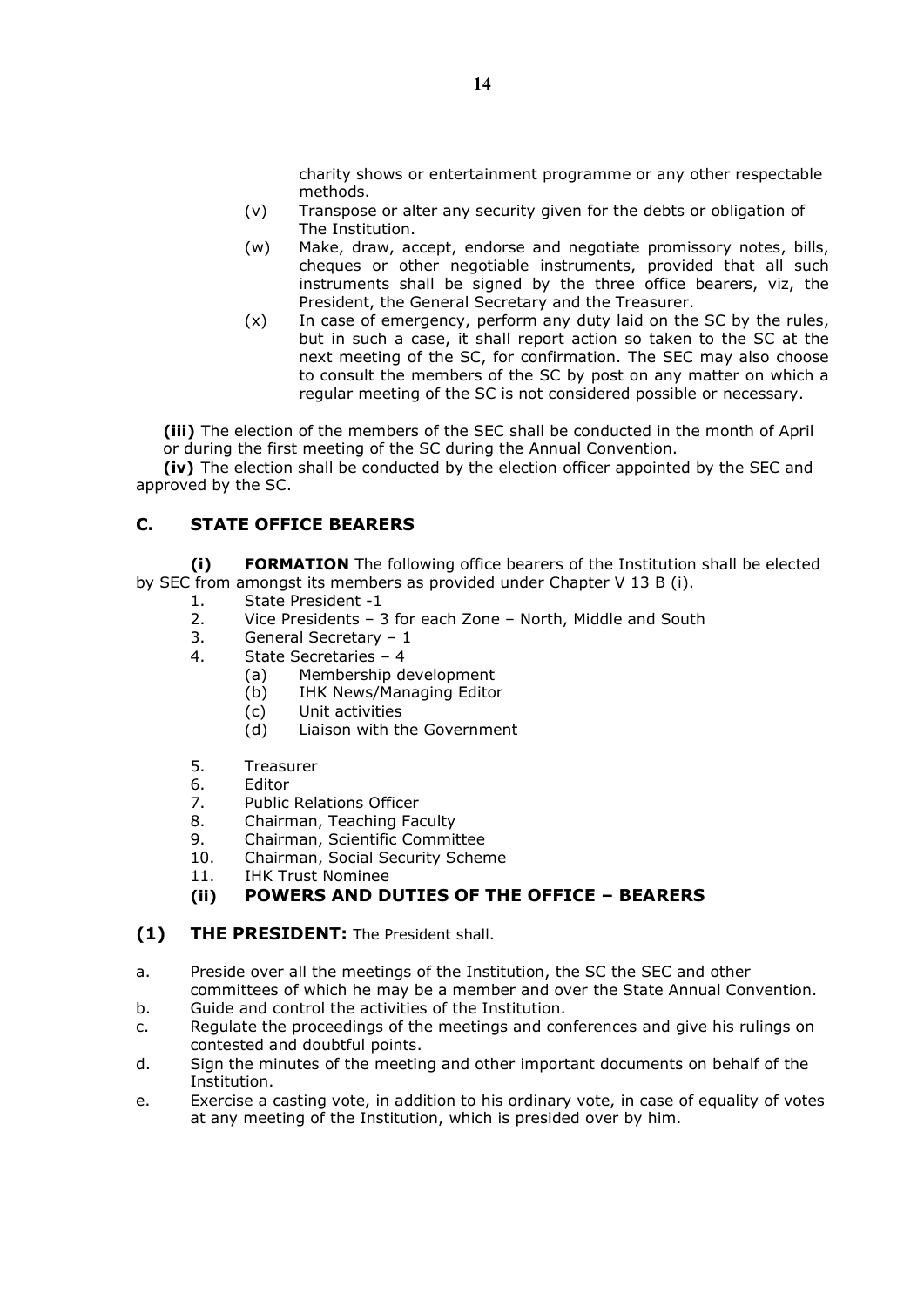charity shows or entertainment programme or any other respectable methods.

(v) Transpose or alter any security given for the debts or obligation of The Institution.

(w) Make, draw, accept, endorse and negotiate promissory notes, bills, cheques or other negotiable instruments, provided that all such instruments shall be signed by the three office bearers, viz, the President, the General Secretary and the Treasurer.

(x) In case of emergency, perform any duty laid on the SC by the rules, but in such a case, it shall report action so taken to the SC at the next meeting of the SC, for confirmation. The SEC may also choose to consult the members of the SC by post on any matter on which a regular meeting of the SC is not considered possible or necessary.

**(iii)** The election of the members of the SEC shall be conducted in the month of April or during the first meeting of the SC during the Annual Convention.

**(iv)** The election shall be conducted by the election officer appointed by the SEC and approved by the SC.

## C. STATE OFFICE BEARERS

**(i) FORMATION** The following office bearers of the Institution shall be elected by SEC from amongst its members as provided under Chapter V 13 B (i).

1. State President -1
2. Vice Presidents – 3 for each Zone – North, Middle and South
3. General Secretary – 1
4. State Secretaries – 4
   - (a) Membership development
   - (b) IHK News/Managing Editor
   - (c) Unit activities
   - (d) Liaison with the Government
5. Treasurer
6. Editor
7. Public Relations Officer
8. Chairman, Teaching Faculty
9. Chairman, Scientific Committee
10. Chairman, Social Security Scheme
11. IHK Trust Nominee

### (ii) POWERS AND DUTIES OF THE OFFICE – BEARERS

### (1) THE PRESIDENT: The President shall.

a. Preside over all the meetings of the Institution, the SC the SEC and other committees of which he may be a member and over the State Annual Convention.
b. Guide and control the activities of the Institution.
c. Regulate the proceedings of the meetings and conferences and give his rulings on contested and doubtful points.
d. Sign the minutes of the meeting and other important documents on behalf of the Institution.
e. Exercise a casting vote, in addition to his ordinary vote, in case of equality of votes at any meeting of the Institution, which is presided over by him.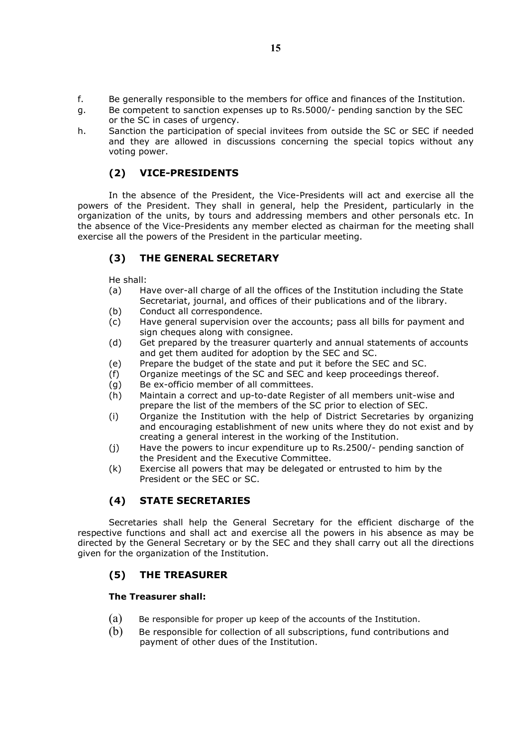f. Be generally responsible to the members for office and finances of the Institution.

g. Be competent to sanction expenses up to Rs.5000/- pending sanction by the SEC or the SC in cases of urgency.

h. Sanction the participation of special invitees from outside the SC or SEC if needed and they are allowed in discussions concerning the special topics without any voting power.

## (2) VICE-PRESIDENTS

In the absence of the President, the Vice-Presidents will act and exercise all the powers of the President. They shall in general, help the President, particularly in the organization of the units, by tours and addressing members and other personals etc. In the absence of the Vice-Presidents any member elected as chairman for the meeting shall exercise all the powers of the President in the particular meeting.

## (3) THE GENERAL SECRETARY

He shall:

(a) Have over-all charge of all the offices of the Institution including the State Secretariat, journal, and offices of their publications and of the library.

(b) Conduct all correspondence.

(c) Have general supervision over the accounts; pass all bills for payment and sign cheques along with consignee.

(d) Get prepared by the treasurer quarterly and annual statements of accounts and get them audited for adoption by the SEC and SC.

(e) Prepare the budget of the state and put it before the SEC and SC.

(f) Organize meetings of the SC and SEC and keep proceedings thereof.

(g) Be ex-officio member of all committees.

(h) Maintain a correct and up-to-date Register of all members unit-wise and prepare the list of the members of the SC prior to election of SEC.

(i) Organize the Institution with the help of District Secretaries by organizing and encouraging establishment of new units where they do not exist and by creating a general interest in the working of the Institution.

(j) Have the powers to incur expenditure up to Rs.2500/- pending sanction of the President and the Executive Committee.

(k) Exercise all powers that may be delegated or entrusted to him by the President or the SEC or SC.

## (4) STATE SECRETARIES

Secretaries shall help the General Secretary for the efficient discharge of the respective functions and shall act and exercise all the powers in his absence as may be directed by the General Secretary or by the SEC and they shall carry out all the directions given for the organization of the Institution.

## (5) THE TREASURER

**The Treasurer shall:**

(a) Be responsible for proper up keep of the accounts of the Institution.

(b) Be responsible for collection of all subscriptions, fund contributions and payment of other dues of the Institution.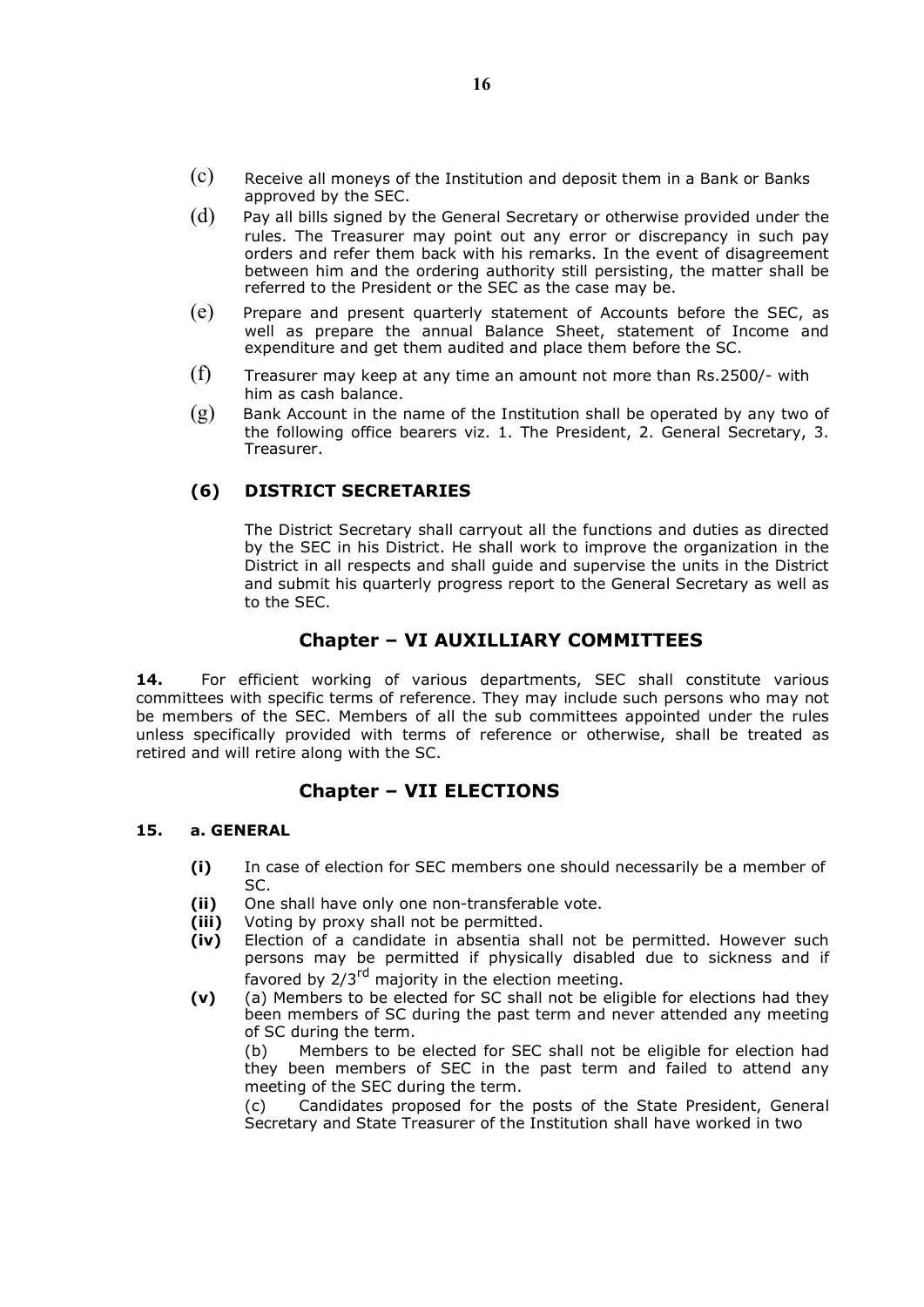(c) Receive all moneys of the Institution and deposit them in a Bank or Banks approved by the SEC.

(d) Pay all bills signed by the General Secretary or otherwise provided under the rules. The Treasurer may point out any error or discrepancy in such pay orders and refer them back with his remarks. In the event of disagreement between him and the ordering authority still persisting, the matter shall be referred to the President or the SEC as the case may be.

(e) Prepare and present quarterly statement of Accounts before the SEC, as well as prepare the annual Balance Sheet, statement of Income and expenditure and get them audited and place them before the SC.

(f) Treasurer may keep at any time an amount not more than Rs.2500/- with him as cash balance.

(g) Bank Account in the name of the Institution shall be operated by any two of the following office bearers viz. 1. The President, 2. General Secretary, 3. Treasurer.

### (6) DISTRICT SECRETARIES

The District Secretary shall carryout all the functions and duties as directed by the SEC in his District. He shall work to improve the organization in the District in all respects and shall guide and supervise the units in the District and submit his quarterly progress report to the General Secretary as well as to the SEC.

## Chapter – VI AUXILLIARY COMMITTEES

**14.** For efficient working of various departments, SEC shall constitute various committees with specific terms of reference. They may include such persons who may not be members of the SEC. Members of all the sub committees appointed under the rules unless specifically provided with terms of reference or otherwise, shall be treated as retired and will retire along with the SC.

## Chapter – VII ELECTIONS

**15. a. GENERAL**

**(i)** In case of election for SEC members one should necessarily be a member of SC.

**(ii)** One shall have only one non-transferable vote.

**(iii)** Voting by proxy shall not be permitted.

**(iv)** Election of a candidate in absentia shall not be permitted. However such persons may be permitted if physically disabled due to sickness and if favored by 2/3rd majority in the election meeting.

**(v)** (a) Members to be elected for SC shall not be eligible for elections had they been members of SC during the past term and never attended any meeting of SC during the term.

(b) Members to be elected for SEC shall not be eligible for election had they been members of SEC in the past term and failed to attend any meeting of the SEC during the term.

(c) Candidates proposed for the posts of the State President, General Secretary and State Treasurer of the Institution shall have worked in two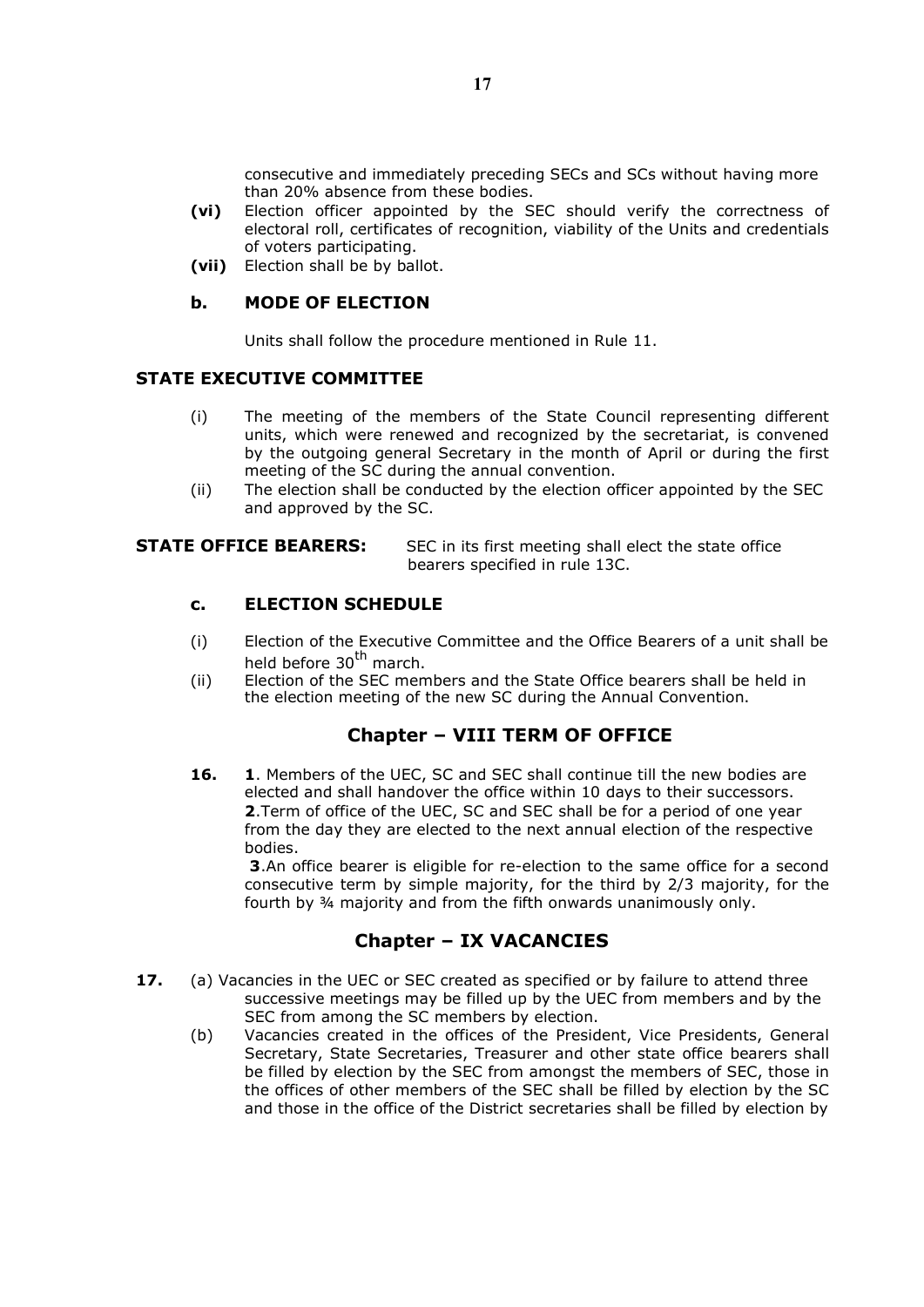consecutive and immediately preceding SECs and SCs without having more than 20% absence from these bodies.

- **(vi)** Election officer appointed by the SEC should verify the correctness of electoral roll, certificates of recognition, viability of the Units and credentials of voters participating.
- **(vii)** Election shall be by ballot.

### b. MODE OF ELECTION

Units shall follow the procedure mentioned in Rule 11.

### STATE EXECUTIVE COMMITTEE

- (i) The meeting of the members of the State Council representing different units, which were renewed and recognized by the secretariat, is convened by the outgoing general Secretary in the month of April or during the first meeting of the SC during the annual convention.
- (ii) The election shall be conducted by the election officer appointed by the SEC and approved by the SC.

**STATE OFFICE BEARERS:** SEC in its first meeting shall elect the state office bearers specified in rule 13C.

### c. ELECTION SCHEDULE

- (i) Election of the Executive Committee and the Office Bearers of a unit shall be held before 30th march.
- (ii) Election of the SEC members and the State Office bearers shall be held in the election meeting of the new SC during the Annual Convention.

## Chapter – VIII TERM OF OFFICE

**16.** **1**. Members of the UEC, SC and SEC shall continue till the new bodies are elected and shall handover the office within 10 days to their successors.
**2**.Term of office of the UEC, SC and SEC shall be for a period of one year from the day they are elected to the next annual election of the respective bodies.
**3**.An office bearer is eligible for re-election to the same office for a second consecutive term by simple majority, for the third by 2/3 majority, for the fourth by ¾ majority and from the fifth onwards unanimously only.

## Chapter – IX VACANCIES

**17.** (a) Vacancies in the UEC or SEC created as specified or by failure to attend three successive meetings may be filled up by the UEC from members and by the SEC from among the SC members by election.

(b) Vacancies created in the offices of the President, Vice Presidents, General Secretary, State Secretaries, Treasurer and other state office bearers shall be filled by election by the SEC from amongst the members of SEC, those in the offices of other members of the SEC shall be filled by election by the SC and those in the office of the District secretaries shall be filled by election by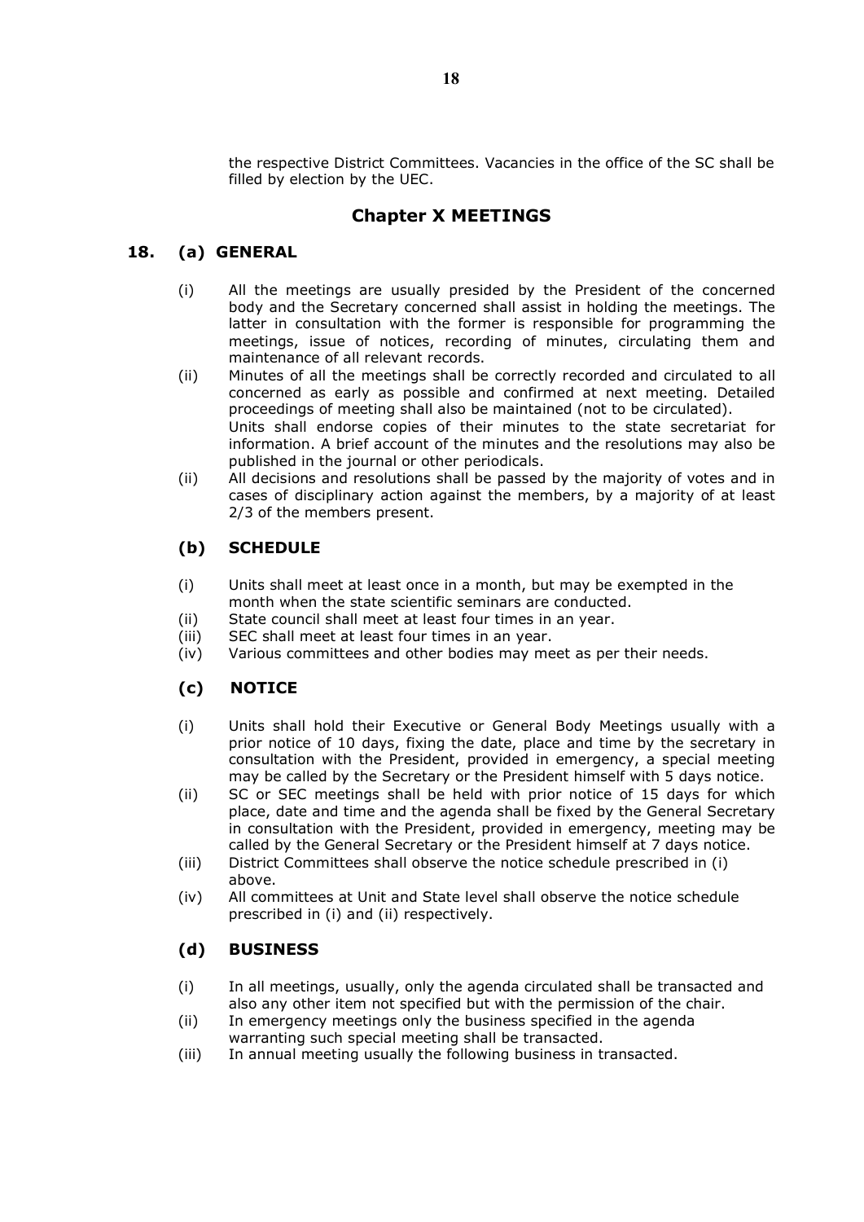the respective District Committees. Vacancies in the office of the SC shall be filled by election by the UEC.

## Chapter X MEETINGS

### 18. (a) GENERAL

(i) All the meetings are usually presided by the President of the concerned body and the Secretary concerned shall assist in holding the meetings. The latter in consultation with the former is responsible for programming the meetings, issue of notices, recording of minutes, circulating them and maintenance of all relevant records.

(ii) Minutes of all the meetings shall be correctly recorded and circulated to all concerned as early as possible and confirmed at next meeting. Detailed proceedings of meeting shall also be maintained (not to be circulated).
Units shall endorse copies of their minutes to the state secretariat for information. A brief account of the minutes and the resolutions may also be published in the journal or other periodicals.

(ii) All decisions and resolutions shall be passed by the majority of votes and in cases of disciplinary action against the members, by a majority of at least 2/3 of the members present.

### (b) SCHEDULE

(i) Units shall meet at least once in a month, but may be exempted in the month when the state scientific seminars are conducted.

(ii) State council shall meet at least four times in an year.

(iii) SEC shall meet at least four times in an year.

(iv) Various committees and other bodies may meet as per their needs.

### (c) NOTICE

(i) Units shall hold their Executive or General Body Meetings usually with a prior notice of 10 days, fixing the date, place and time by the secretary in consultation with the President, provided in emergency, a special meeting may be called by the Secretary or the President himself with 5 days notice.

(ii) SC or SEC meetings shall be held with prior notice of 15 days for which place, date and time and the agenda shall be fixed by the General Secretary in consultation with the President, provided in emergency, meeting may be called by the General Secretary or the President himself at 7 days notice.

(iii) District Committees shall observe the notice schedule prescribed in (i) above.

(iv) All committees at Unit and State level shall observe the notice schedule prescribed in (i) and (ii) respectively.

### (d) BUSINESS

(i) In all meetings, usually, only the agenda circulated shall be transacted and also any other item not specified but with the permission of the chair.

(ii) In emergency meetings only the business specified in the agenda warranting such special meeting shall be transacted.

(iii) In annual meeting usually the following business in transacted.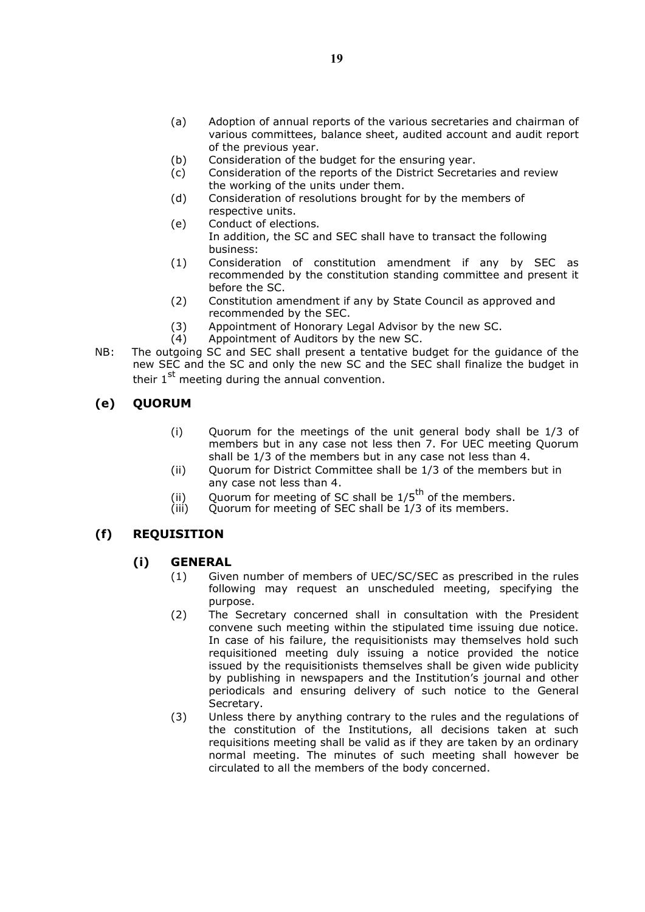(a) Adoption of annual reports of the various secretaries and chairman of various committees, balance sheet, audited account and audit report of the previous year.

(b) Consideration of the budget for the ensuring year.

(c) Consideration of the reports of the District Secretaries and review the working of the units under them.

(d) Consideration of resolutions brought for by the members of respective units.

(e) Conduct of elections.

In addition, the SC and SEC shall have to transact the following business:

(1) Consideration of constitution amendment if any by SEC as recommended by the constitution standing committee and present it before the SC.

(2) Constitution amendment if any by State Council as approved and recommended by the SEC.

(3) Appointment of Honorary Legal Advisor by the new SC.

(4) Appointment of Auditors by the new SC.

NB: The outgoing SC and SEC shall present a tentative budget for the guidance of the new SEC and the SC and only the new SC and the SEC shall finalize the budget in their 1st meeting during the annual convention.

## (e) QUORUM

(i) Quorum for the meetings of the unit general body shall be 1/3 of members but in any case not less then 7. For UEC meeting Quorum shall be 1/3 of the members but in any case not less than 4.

(ii) Quorum for District Committee shall be 1/3 of the members but in any case not less than 4.

(ii) Quorum for meeting of SC shall be 1/5th of the members.

(iii) Quorum for meeting of SEC shall be 1/3 of its members.

## (f) REQUISITION

### (i) GENERAL

(1) Given number of members of UEC/SC/SEC as prescribed in the rules following may request an unscheduled meeting, specifying the purpose.

(2) The Secretary concerned shall in consultation with the President convene such meeting within the stipulated time issuing due notice. In case of his failure, the requisitionists may themselves hold such requisitioned meeting duly issuing a notice provided the notice issued by the requisitionists themselves shall be given wide publicity by publishing in newspapers and the Institution's journal and other periodicals and ensuring delivery of such notice to the General Secretary.

(3) Unless there by anything contrary to the rules and the regulations of the constitution of the Institutions, all decisions taken at such requisitions meeting shall be valid as if they are taken by an ordinary normal meeting. The minutes of such meeting shall however be circulated to all the members of the body concerned.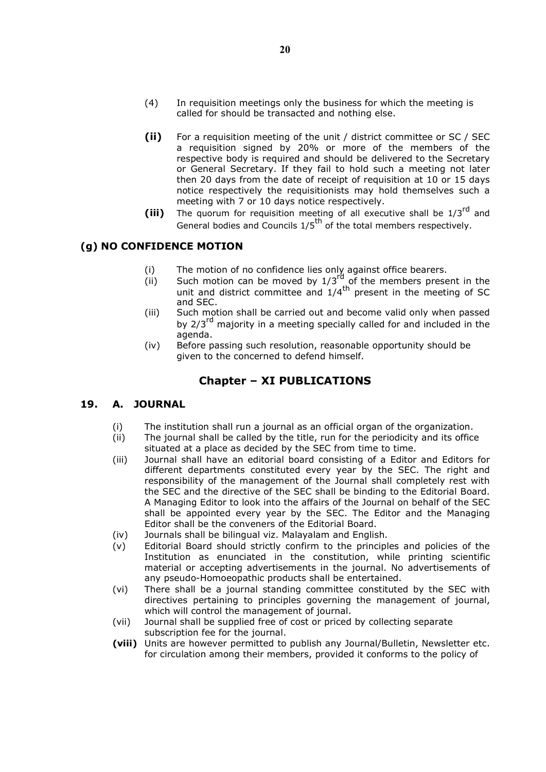(4) In requisition meetings only the business for which the meeting is called for should be transacted and nothing else.

**(ii)** For a requisition meeting of the unit / district committee or SC / SEC a requisition signed by 20% or more of the members of the respective body is required and should be delivered to the Secretary or General Secretary. If they fail to hold such a meeting not later then 20 days from the date of receipt of requisition at 10 or 15 days notice respectively the requisitionists may hold themselves such a meeting with 7 or 10 days notice respectively.

**(iii)** The quorum for requisition meeting of all executive shall be $1/3^{rd}$ and General bodies and Councils $1/5^{th}$ of the total members respectively.

### (g) NO CONFIDENCE MOTION

(i) The motion of no confidence lies only against office bearers.

(ii) Such motion can be moved by $1/3^{rd}$ of the members present in the unit and district committee and $1/4^{th}$ present in the meeting of SC and SEC.

(iii) Such motion shall be carried out and become valid only when passed by $2/3^{rd}$ majority in a meeting specially called for and included in the agenda.

(iv) Before passing such resolution, reasonable opportunity should be given to the concerned to defend himself.

## Chapter – XI PUBLICATIONS

### 19. A. JOURNAL

(i) The institution shall run a journal as an official organ of the organization.

(ii) The journal shall be called by the title, run for the periodicity and its office situated at a place as decided by the SEC from time to time.

(iii) Journal shall have an editorial board consisting of a Editor and Editors for different departments constituted every year by the SEC. The right and responsibility of the management of the Journal shall completely rest with the SEC and the directive of the SEC shall be binding to the Editorial Board. A Managing Editor to look into the affairs of the Journal on behalf of the SEC shall be appointed every year by the SEC. The Editor and the Managing Editor shall be the conveners of the Editorial Board.

(iv) Journals shall be bilingual viz. Malayalam and English.

(v) Editorial Board should strictly confirm to the principles and policies of the Institution as enunciated in the constitution, while printing scientific material or accepting advertisements in the journal. No advertisements of any pseudo-Homoeopathic products shall be entertained.

(vi) There shall be a journal standing committee constituted by the SEC with directives pertaining to principles governing the management of journal, which will control the management of journal.

(vii) Journal shall be supplied free of cost or priced by collecting separate subscription fee for the journal.

**(viii)** Units are however permitted to publish any Journal/Bulletin, Newsletter etc. for circulation among their members, provided it conforms to the policy of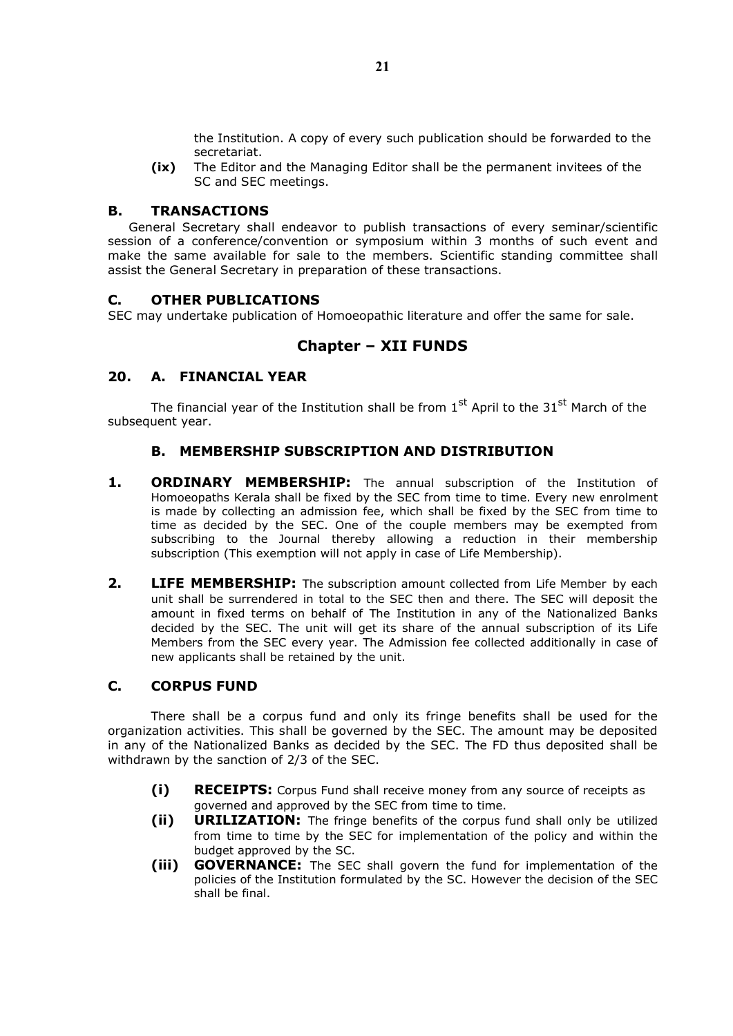the Institution. A copy of every such publication should be forwarded to the secretariat.

**(ix)** The Editor and the Managing Editor shall be the permanent invitees of the SC and SEC meetings.

### B. TRANSACTIONS

General Secretary shall endeavor to publish transactions of every seminar/scientific session of a conference/convention or symposium within 3 months of such event and make the same available for sale to the members. Scientific standing committee shall assist the General Secretary in preparation of these transactions.

### C. OTHER PUBLICATIONS

SEC may undertake publication of Homoeopathic literature and offer the same for sale.

## Chapter – XII FUNDS

### 20. A. FINANCIAL YEAR

The financial year of the Institution shall be from 1st April to the 31st March of the subsequent year.

### B. MEMBERSHIP SUBSCRIPTION AND DISTRIBUTION

**1. ORDINARY MEMBERSHIP:** The annual subscription of the Institution of Homoeopaths Kerala shall be fixed by the SEC from time to time. Every new enrolment is made by collecting an admission fee, which shall be fixed by the SEC from time to time as decided by the SEC. One of the couple members may be exempted from subscribing to the Journal thereby allowing a reduction in their membership subscription (This exemption will not apply in case of Life Membership).

**2. LIFE MEMBERSHIP:** The subscription amount collected from Life Member by each unit shall be surrendered in total to the SEC then and there. The SEC will deposit the amount in fixed terms on behalf of The Institution in any of the Nationalized Banks decided by the SEC. The unit will get its share of the annual subscription of its Life Members from the SEC every year. The Admission fee collected additionally in case of new applicants shall be retained by the unit.

### C. CORPUS FUND

There shall be a corpus fund and only its fringe benefits shall be used for the organization activities. This shall be governed by the SEC. The amount may be deposited in any of the Nationalized Banks as decided by the SEC. The FD thus deposited shall be withdrawn by the sanction of 2/3 of the SEC.

**(i) RECEIPTS:** Corpus Fund shall receive money from any source of receipts as governed and approved by the SEC from time to time.

**(ii) URILIZATION:** The fringe benefits of the corpus fund shall only be utilized from time to time by the SEC for implementation of the policy and within the budget approved by the SC.

**(iii) GOVERNANCE:** The SEC shall govern the fund for implementation of the policies of the Institution formulated by the SC. However the decision of the SEC shall be final.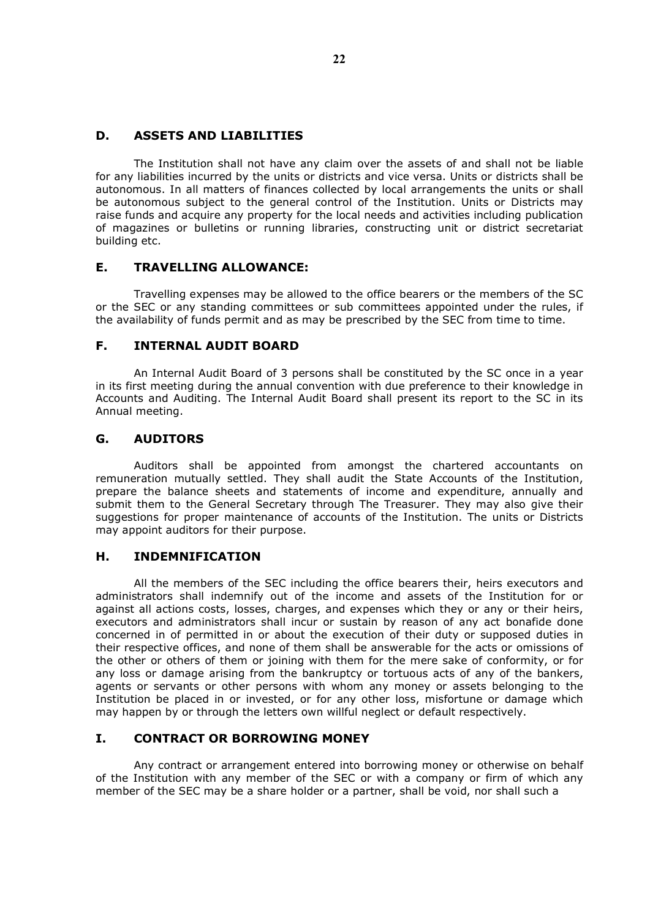## D. ASSETS AND LIABILITIES

The Institution shall not have any claim over the assets of and shall not be liable for any liabilities incurred by the units or districts and vice versa. Units or districts shall be autonomous. In all matters of finances collected by local arrangements the units or shall be autonomous subject to the general control of the Institution. Units or Districts may raise funds and acquire any property for the local needs and activities including publication of magazines or bulletins or running libraries, constructing unit or district secretariat building etc.

## E. TRAVELLING ALLOWANCE:

Travelling expenses may be allowed to the office bearers or the members of the SC or the SEC or any standing committees or sub committees appointed under the rules, if the availability of funds permit and as may be prescribed by the SEC from time to time.

## F. INTERNAL AUDIT BOARD

An Internal Audit Board of 3 persons shall be constituted by the SC once in a year in its first meeting during the annual convention with due preference to their knowledge in Accounts and Auditing. The Internal Audit Board shall present its report to the SC in its Annual meeting.

## G. AUDITORS

Auditors shall be appointed from amongst the chartered accountants on remuneration mutually settled. They shall audit the State Accounts of the Institution, prepare the balance sheets and statements of income and expenditure, annually and submit them to the General Secretary through The Treasurer. They may also give their suggestions for proper maintenance of accounts of the Institution. The units or Districts may appoint auditors for their purpose.

## H. INDEMNIFICATION

All the members of the SEC including the office bearers their, heirs executors and administrators shall indemnify out of the income and assets of the Institution for or against all actions costs, losses, charges, and expenses which they or any or their heirs, executors and administrators shall incur or sustain by reason of any act bonafide done concerned in of permitted in or about the execution of their duty or supposed duties in their respective offices, and none of them shall be answerable for the acts or omissions of the other or others of them or joining with them for the mere sake of conformity, or for any loss or damage arising from the bankruptcy or tortuous acts of any of the bankers, agents or servants or other persons with whom any money or assets belonging to the Institution be placed in or invested, or for any other loss, misfortune or damage which may happen by or through the letters own willful neglect or default respectively.

## I. CONTRACT OR BORROWING MONEY

Any contract or arrangement entered into borrowing money or otherwise on behalf of the Institution with any member of the SEC or with a company or firm of which any member of the SEC may be a share holder or a partner, shall be void, nor shall such a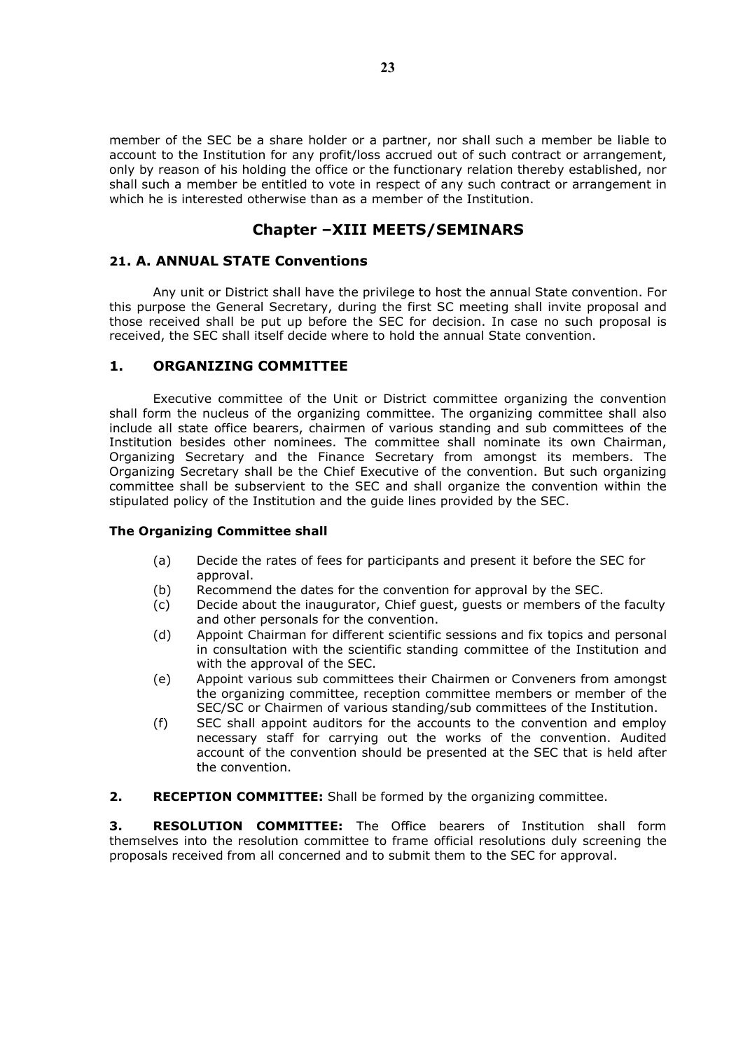member of the SEC be a share holder or a partner, nor shall such a member be liable to account to the Institution for any profit/loss accrued out of such contract or arrangement, only by reason of his holding the office or the functionary relation thereby established, nor shall such a member be entitled to vote in respect of any such contract or arrangement in which he is interested otherwise than as a member of the Institution.

## Chapter –XIII MEETS/SEMINARS

### 21. A. ANNUAL STATE Conventions

Any unit or District shall have the privilege to host the annual State convention. For this purpose the General Secretary, during the first SC meeting shall invite proposal and those received shall be put up before the SEC for decision. In case no such proposal is received, the SEC shall itself decide where to hold the annual State convention.

### 1. ORGANIZING COMMITTEE

Executive committee of the Unit or District committee organizing the convention shall form the nucleus of the organizing committee. The organizing committee shall also include all state office bearers, chairmen of various standing and sub committees of the Institution besides other nominees. The committee shall nominate its own Chairman, Organizing Secretary and the Finance Secretary from amongst its members. The Organizing Secretary shall be the Chief Executive of the convention. But such organizing committee shall be subservient to the SEC and shall organize the convention within the stipulated policy of the Institution and the guide lines provided by the SEC.

**The Organizing Committee shall**

(a) Decide the rates of fees for participants and present it before the SEC for approval.

(b) Recommend the dates for the convention for approval by the SEC.

(c) Decide about the inaugurator, Chief guest, guests or members of the faculty and other personals for the convention.

(d) Appoint Chairman for different scientific sessions and fix topics and personal in consultation with the scientific standing committee of the Institution and with the approval of the SEC.

(e) Appoint various sub committees their Chairmen or Conveners from amongst the organizing committee, reception committee members or member of the SEC/SC or Chairmen of various standing/sub committees of the Institution.

(f) SEC shall appoint auditors for the accounts to the convention and employ necessary staff for carrying out the works of the convention. Audited account of the convention should be presented at the SEC that is held after the convention.

**2. RECEPTION COMMITTEE:** Shall be formed by the organizing committee.

**3. RESOLUTION COMMITTEE:** The Office bearers of Institution shall form themselves into the resolution committee to frame official resolutions duly screening the proposals received from all concerned and to submit them to the SEC for approval.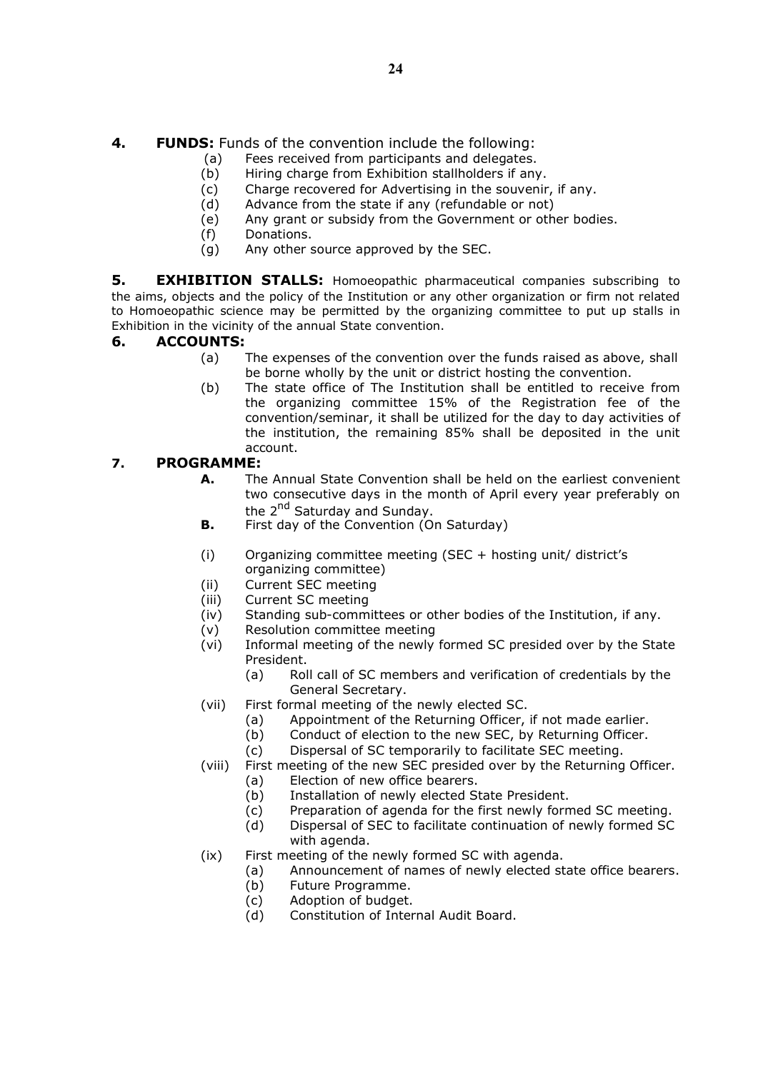**4. FUNDS:** Funds of the convention include the following:

(a) Fees received from participants and delegates.
(b) Hiring charge from Exhibition stallholders if any.
(c) Charge recovered for Advertising in the souvenir, if any.
(d) Advance from the state if any (refundable or not)
(e) Any grant or subsidy from the Government or other bodies.
(f) Donations.
(g) Any other source approved by the SEC.

**5. EXHIBITION STALLS:** Homoeopathic pharmaceutical companies subscribing to the aims, objects and the policy of the Institution or any other organization or firm not related to Homoeopathic science may be permitted by the organizing committee to put up stalls in Exhibition in the vicinity of the annual State convention.

**6. ACCOUNTS:**

(a) The expenses of the convention over the funds raised as above, shall be borne wholly by the unit or district hosting the convention.
(b) The state office of The Institution shall be entitled to receive from the organizing committee 15% of the Registration fee of the convention/seminar, it shall be utilized for the day to day activities of the institution, the remaining 85% shall be deposited in the unit account.

**7. PROGRAMME:**

**A.** The Annual State Convention shall be held on the earliest convenient two consecutive days in the month of April every year preferably on the 2nd Saturday and Sunday.

**B.** First day of the Convention (On Saturday)

(i) Organizing committee meeting (SEC + hosting unit/ district's organizing committee)
(ii) Current SEC meeting
(iii) Current SC meeting
(iv) Standing sub-committees or other bodies of the Institution, if any.
(v) Resolution committee meeting
(vi) Informal meeting of the newly formed SC presided over by the State President.
  (a) Roll call of SC members and verification of credentials by the General Secretary.
(vii) First formal meeting of the newly elected SC.
  (a) Appointment of the Returning Officer, if not made earlier.
  (b) Conduct of election to the new SEC, by Returning Officer.
  (c) Dispersal of SC temporarily to facilitate SEC meeting.
(viii) First meeting of the new SEC presided over by the Returning Officer.
  (a) Election of new office bearers.
  (b) Installation of newly elected State President.
  (c) Preparation of agenda for the first newly formed SC meeting.
  (d) Dispersal of SEC to facilitate continuation of newly formed SC with agenda.
(ix) First meeting of the newly formed SC with agenda.
  (a) Announcement of names of newly elected state office bearers.
  (b) Future Programme.
  (c) Adoption of budget.
  (d) Constitution of Internal Audit Board.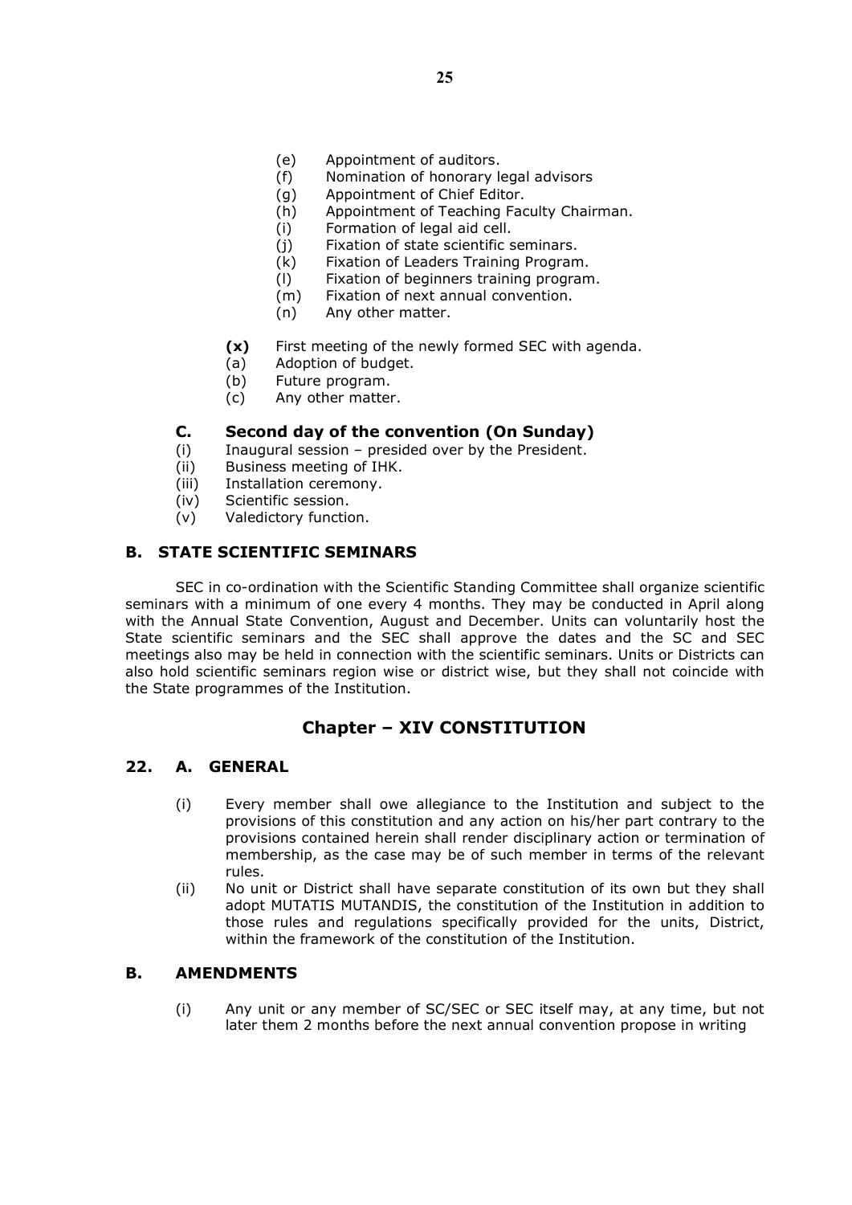(e) Appointment of auditors.
(f) Nomination of honorary legal advisors
(g) Appointment of Chief Editor.
(h) Appointment of Teaching Faculty Chairman.
(i) Formation of legal aid cell.
(j) Fixation of state scientific seminars.
(k) Fixation of Leaders Training Program.
(l) Fixation of beginners training program.
(m) Fixation of next annual convention.
(n) Any other matter.

**(x)** First meeting of the newly formed SEC with agenda.
(a) Adoption of budget.
(b) Future program.
(c) Any other matter.

### C. Second day of the convention (On Sunday)

(i) Inaugural session – presided over by the President.
(ii) Business meeting of IHK.
(iii) Installation ceremony.
(iv) Scientific session.
(v) Valedictory function.

### B. STATE SCIENTIFIC SEMINARS

SEC in co-ordination with the Scientific Standing Committee shall organize scientific seminars with a minimum of one every 4 months. They may be conducted in April along with the Annual State Convention, August and December. Units can voluntarily host the State scientific seminars and the SEC shall approve the dates and the SC and SEC meetings also may be held in connection with the scientific seminars. Units or Districts can also hold scientific seminars region wise or district wise, but they shall not coincide with the State programmes of the Institution.

## Chapter – XIV CONSTITUTION

### 22. A. GENERAL

(i) Every member shall owe allegiance to the Institution and subject to the provisions of this constitution and any action on his/her part contrary to the provisions contained herein shall render disciplinary action or termination of membership, as the case may be of such member in terms of the relevant rules.

(ii) No unit or District shall have separate constitution of its own but they shall adopt MUTATIS MUTANDIS, the constitution of the Institution in addition to those rules and regulations specifically provided for the units, District, within the framework of the constitution of the Institution.

### B. AMENDMENTS

(i) Any unit or any member of SC/SEC or SEC itself may, at any time, but not later them 2 months before the next annual convention propose in writing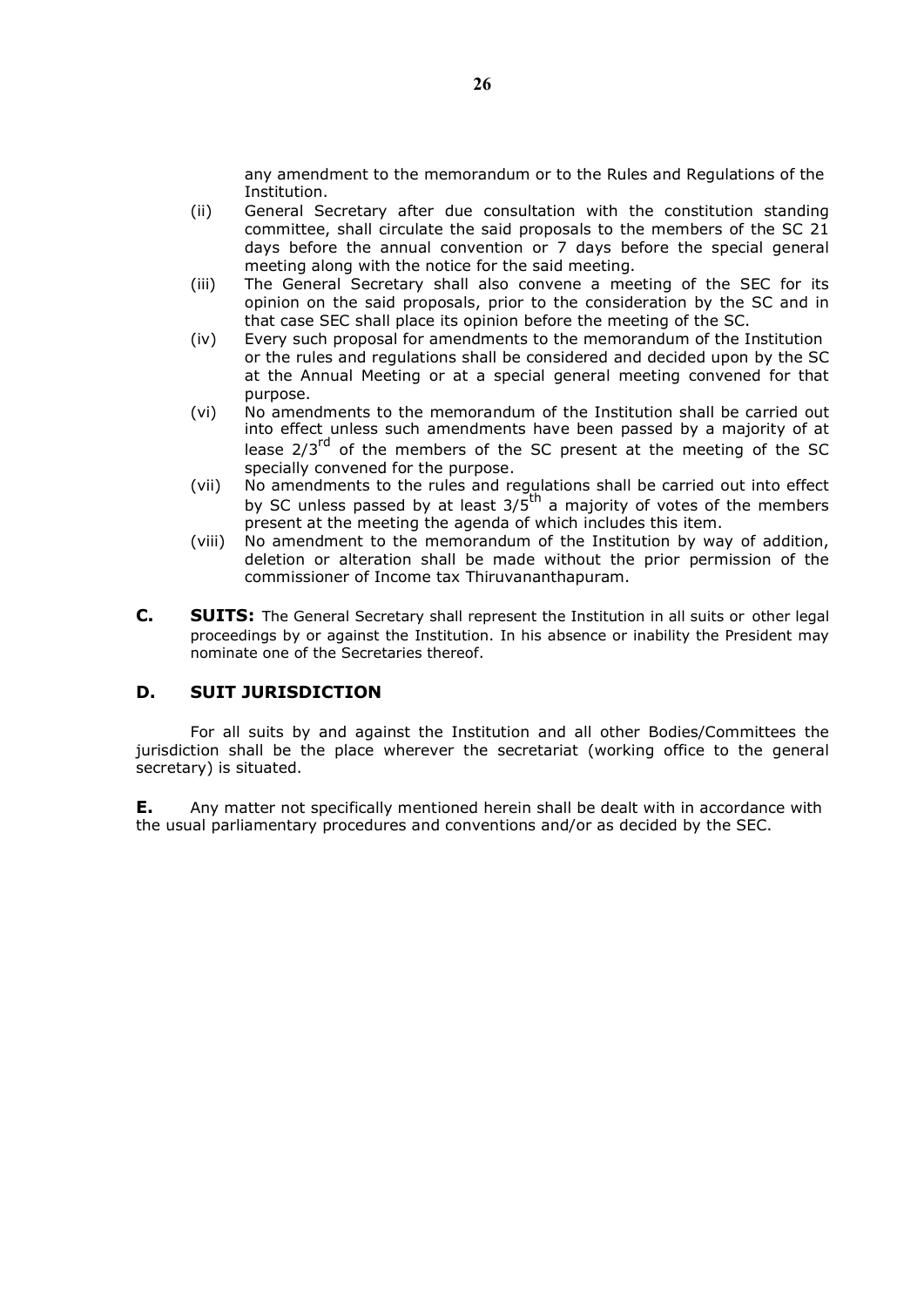any amendment to the memorandum or to the Rules and Regulations of the Institution.

(ii) General Secretary after due consultation with the constitution standing committee, shall circulate the said proposals to the members of the SC 21 days before the annual convention or 7 days before the special general meeting along with the notice for the said meeting.

(iii) The General Secretary shall also convene a meeting of the SEC for its opinion on the said proposals, prior to the consideration by the SC and in that case SEC shall place its opinion before the meeting of the SC.

(iv) Every such proposal for amendments to the memorandum of the Institution or the rules and regulations shall be considered and decided upon by the SC at the Annual Meeting or at a special general meeting convened for that purpose.

(vi) No amendments to the memorandum of the Institution shall be carried out into effect unless such amendments have been passed by a majority of at lease 2/3rd of the members of the SC present at the meeting of the SC specially convened for the purpose.

(vii) No amendments to the rules and regulations shall be carried out into effect by SC unless passed by at least 3/5th a majority of votes of the members present at the meeting the agenda of which includes this item.

(viii) No amendment to the memorandum of the Institution by way of addition, deletion or alteration shall be made without the prior permission of the commissioner of Income tax Thiruvananthapuram.

**C. SUITS:** The General Secretary shall represent the Institution in all suits or other legal proceedings by or against the Institution. In his absence or inability the President may nominate one of the Secretaries thereof.

## D. SUIT JURISDICTION

For all suits by and against the Institution and all other Bodies/Committees the jurisdiction shall be the place wherever the secretariat (working office to the general secretary) is situated.

**E.** Any matter not specifically mentioned herein shall be dealt with in accordance with the usual parliamentary procedures and conventions and/or as decided by the SEC.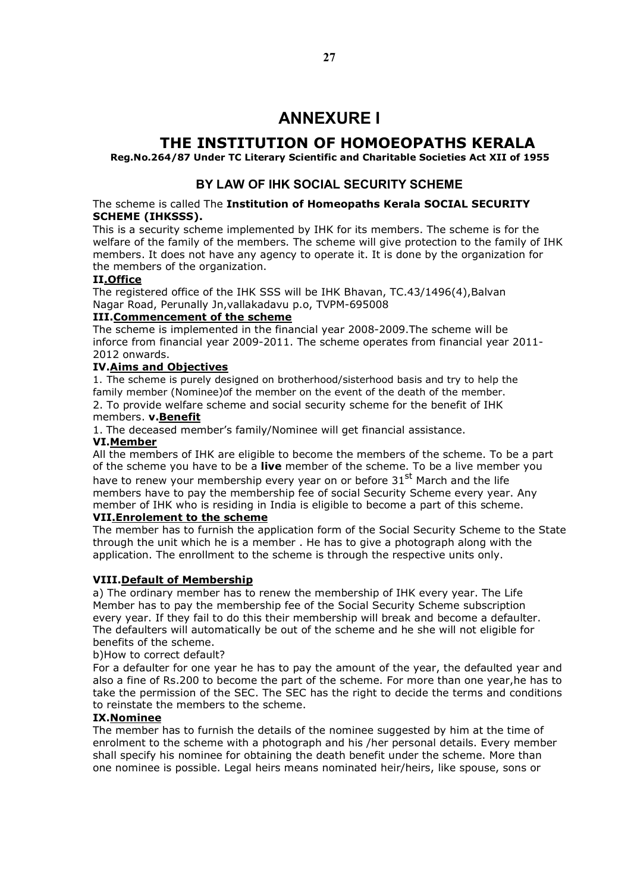# ANNEXURE I

# THE INSTITUTION OF HOMOEOPATHS KERALA

**Reg.No.264/87 Under TC Literary Scientific and Charitable Societies Act XII of 1955**

## BY LAW OF IHK SOCIAL SECURITY SCHEME

The scheme is called The **Institution of Homeopaths Kerala SOCIAL SECURITY SCHEME (IHKSSS).**

This is a security scheme implemented by IHK for its members. The scheme is for the welfare of the family of the members. The scheme will give protection to the family of IHK members. It does not have any agency to operate it. It is done by the organization for the members of the organization.

**II.Office**

The registered office of the IHK SSS will be IHK Bhavan, TC.43/1496(4),Balvan Nagar Road, Perunally Jn,vallakadavu p.o, TVPM-695008

**III.Commencement of the scheme**

The scheme is implemented in the financial year 2008-2009.The scheme will be inforce from financial year 2009-2011. The scheme operates from financial year 2011-2012 onwards.

**IV.Aims and Objectives**

1. The scheme is purely designed on brotherhood/sisterhood basis and try to help the family member (Nominee)of the member on the event of the death of the member.
2. To provide welfare scheme and social security scheme for the benefit of IHK members. **v.Benefit**

1. The deceased member's family/Nominee will get financial assistance.

**VI.Member**

All the members of IHK are eligible to become the members of the scheme. To be a part of the scheme you have to be a **live** member of the scheme. To be a live member you have to renew your membership every year on or before 31st March and the life members have to pay the membership fee of social Security Scheme every year. Any member of IHK who is residing in India is eligible to become a part of this scheme.

**VII.Enrolement to the scheme**

The member has to furnish the application form of the Social Security Scheme to the State through the unit which he is a member . He has to give a photograph along with the application. The enrollment to the scheme is through the respective units only.

**VIII.Default of Membership**

a) The ordinary member has to renew the membership of IHK every year. The Life Member has to pay the membership fee of the Social Security Scheme subscription every year. If they fail to do this their membership will break and become a defaulter. The defaulters will automatically be out of the scheme and he she will not eligible for benefits of the scheme.

b)How to correct default?

For a defaulter for one year he has to pay the amount of the year, the defaulted year and also a fine of Rs.200 to become the part of the scheme. For more than one year,he has to take the permission of the SEC. The SEC has the right to decide the terms and conditions to reinstate the members to the scheme.

**IX.Nominee**

The member has to furnish the details of the nominee suggested by him at the time of enrolment to the scheme with a photograph and his /her personal details. Every member shall specify his nominee for obtaining the death benefit under the scheme. More than one nominee is possible. Legal heirs means nominated heir/heirs, like spouse, sons or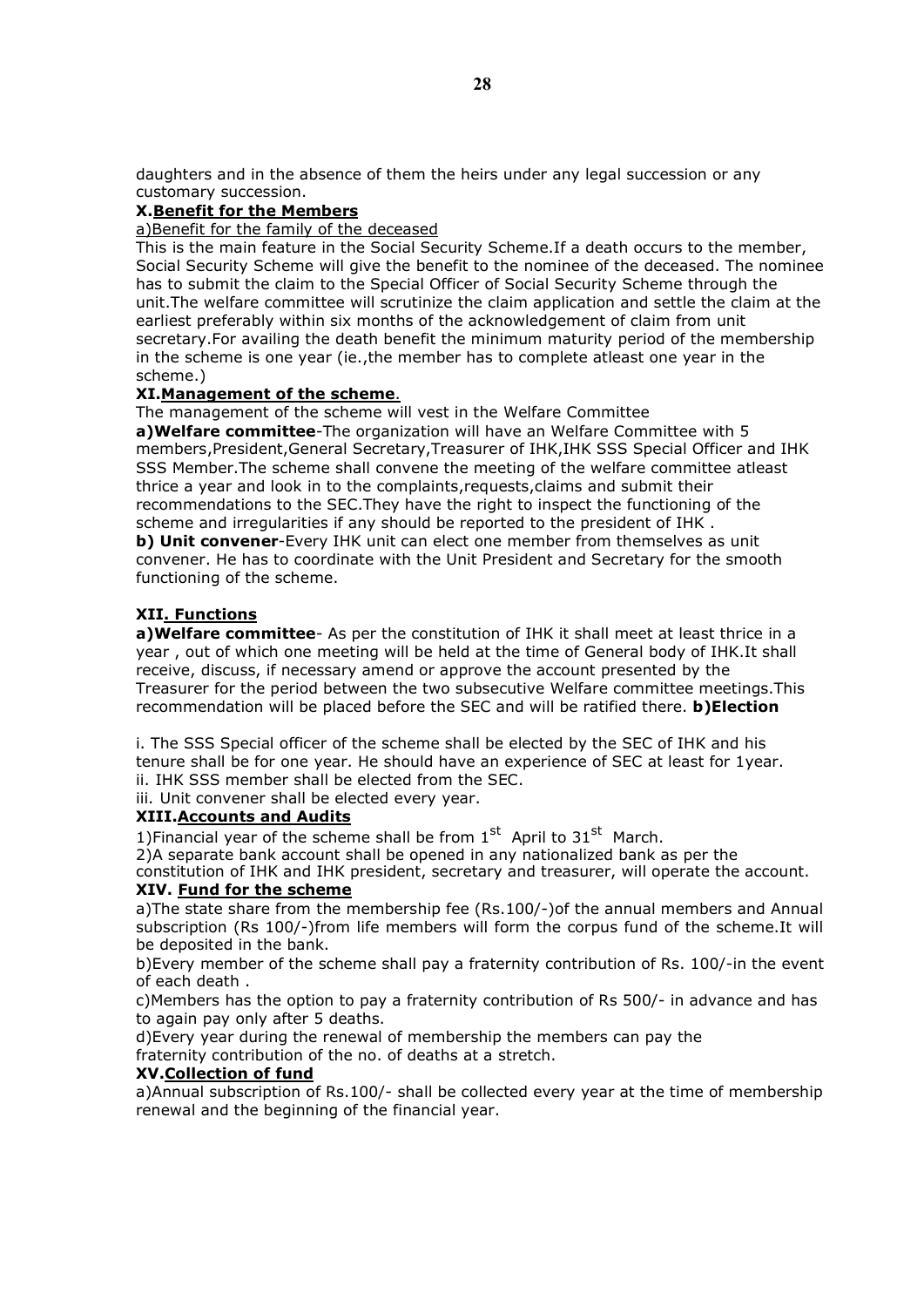daughters and in the absence of them the heirs under any legal succession or any customary succession.

**X.<u>Benefit for the Members</u>**

<u>a)Benefit for the family of the deceased</u>

This is the main feature in the Social Security Scheme.If a death occurs to the member, Social Security Scheme will give the benefit to the nominee of the deceased. The nominee has to submit the claim to the Special Officer of Social Security Scheme through the unit.The welfare committee will scrutinize the claim application and settle the claim at the earliest preferably within six months of the acknowledgement of claim from unit secretary.For availing the death benefit the minimum maturity period of the membership in the scheme is one year (ie.,the member has to complete atleast one year in the scheme.)

**XI.<u>Management of the scheme</u>.**

The management of the scheme will vest in the Welfare Committee

**a)Welfare committee**-The organization will have an Welfare Committee with 5 members,President,General Secretary,Treasurer of IHK,IHK SSS Special Officer and IHK SSS Member.The scheme shall convene the meeting of the welfare committee atleast thrice a year and look in to the complaints,requests,claims and submit their recommendations to the SEC.They have the right to inspect the functioning of the scheme and irregularities if any should be reported to the president of IHK .

**b) Unit convener**-Every IHK unit can elect one member from themselves as unit convener. He has to coordinate with the Unit President and Secretary for the smooth functioning of the scheme.

**XII<u>. Functions</u>**

**a)Welfare committee**- As per the constitution of IHK it shall meet at least thrice in a year , out of which one meeting will be held at the time of General body of IHK.It shall receive, discuss, if necessary amend or approve the account presented by the Treasurer for the period between the two subsequent Welfare committee meetings.This recommendation will be placed before the SEC and will be ratified there. **b)Election**

i. The SSS Special officer of the scheme shall be elected by the SEC of IHK and his tenure shall be for one year. He should have an experience of SEC at least for 1year.
ii. IHK SSS member shall be elected from the SEC.
iii. Unit convener shall be elected every year.

**XIII.<u>Accounts and Audits</u>**

1)Financial year of the scheme shall be from 1st April to 31st March.
2)A separate bank account shall be opened in any nationalized bank as per the constitution of IHK and IHK president, secretary and treasurer, will operate the account.

**XIV. <u>Fund for the scheme</u>**

a)The state share from the membership fee (Rs.100/-)of the annual members and Annual subscription (Rs 100/-)from life members will form the corpus fund of the scheme.It will be deposited in the bank.

b)Every member of the scheme shall pay a fraternity contribution of Rs. 100/-in the event of each death .

c)Members has the option to pay a fraternity contribution of Rs 500/- in advance and has to again pay only after 5 deaths.

d)Every year during the renewal of membership the members can pay the fraternity contribution of the no. of deaths at a stretch.

**XV.<u>Collection of fund</u>**

a)Annual subscription of Rs.100/- shall be collected every year at the time of membership renewal and the beginning of the financial year.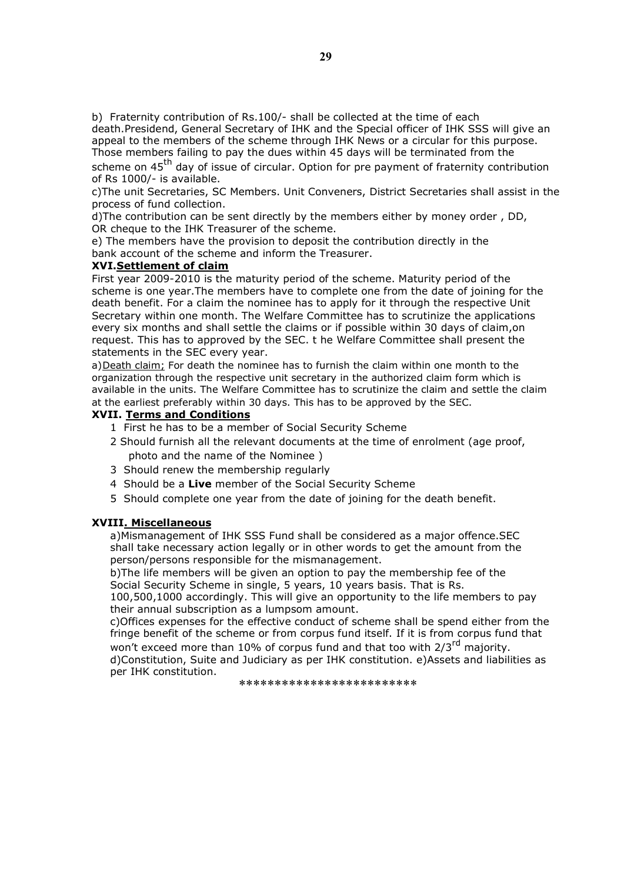b) Fraternity contribution of Rs.100/- shall be collected at the time of each death.Presidend, General Secretary of IHK and the Special officer of IHK SSS will give an appeal to the members of the scheme through IHK News or a circular for this purpose. Those members failing to pay the dues within 45 days will be terminated from the scheme on 45th day of issue of circular. Option for pre payment of fraternity contribution of Rs 1000/- is available.

c)The unit Secretaries, SC Members. Unit Conveners, District Secretaries shall assist in the process of fund collection.

d)The contribution can be sent directly by the members either by money order , DD, OR cheque to the IHK Treasurer of the scheme.

e) The members have the provision to deposit the contribution directly in the bank account of the scheme and inform the Treasurer.

### XVI.Settlement of claim

First year 2009-2010 is the maturity period of the scheme. Maturity period of the scheme is one year.The members have to complete one from the date of joining for the death benefit. For a claim the nominee has to apply for it through the respective Unit Secretary within one month. The Welfare Committee has to scrutinize the applications every six months and shall settle the claims or if possible within 30 days of claim,on request. This has to approved by the SEC. t he Welfare Committee shall present the statements in the SEC every year.

a)Death claim; For death the nominee has to furnish the claim within one month to the organization through the respective unit secretary in the authorized claim form which is available in the units. The Welfare Committee has to scrutinize the claim and settle the claim at the earliest preferably within 30 days. This has to be approved by the SEC.

### XVII. Terms and Conditions

1 First he has to be a member of Social Security Scheme

2 Should furnish all the relevant documents at the time of enrolment (age proof, photo and the name of the Nominee )

3 Should renew the membership regularly

4 Should be a **Live** member of the Social Security Scheme

5 Should complete one year from the date of joining for the death benefit.

### XVIII. Miscellaneous

a)Mismanagement of IHK SSS Fund shall be considered as a major offence.SEC shall take necessary action legally or in other words to get the amount from the person/persons responsible for the mismanagement.

b)The life members will be given an option to pay the membership fee of the Social Security Scheme in single, 5 years, 10 years basis. That is Rs. 100,500,1000 accordingly. This will give an opportunity to the life members to pay their annual subscription as a lumpsom amount.

c)Offices expenses for the effective conduct of scheme shall be spend either from the fringe benefit of the scheme or from corpus fund itself. If it is from corpus fund that won't exceed more than 10% of corpus fund and that too with 2/3rd majority.

d)Constitution, Suite and Judiciary as per IHK constitution. e)Assets and liabilities as per IHK constitution.

************************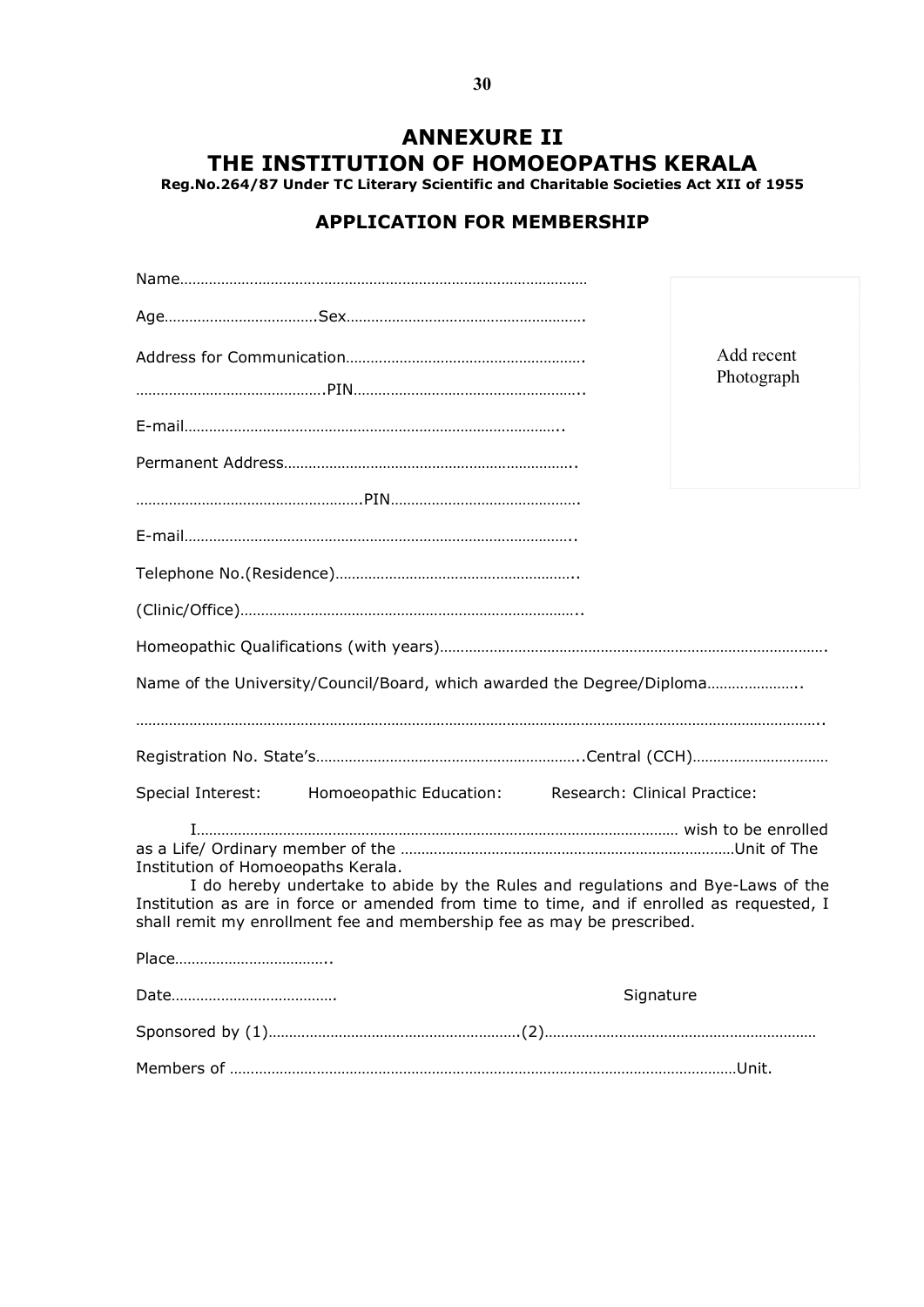# ANNEXURE II

# THE INSTITUTION OF HOMOEOPATHS KERALA

**Reg.No.264/87 Under TC Literary Scientific and Charitable Societies Act XII of 1955**

## APPLICATION FOR MEMBERSHIP

Add recent Photograph

Name………………………………………………………………………………………

Age………………………………Sex…………………………………………………….

Address for Communication…………………………………………………….

……………………………………….PIN………………………………………………..

E-mail……………………………………………………………………………..

Permanent Address……………………………………………………………..

……………………………………………….PIN……………………………………….

E-mail…………………………………………………………………………………..

Telephone No.(Residence)…………………………………………………..

(Clinic/Office)………………………………………………………………………..

Homeopathic Qualifications (with years)……………………………………………………………………………….

Name of the University/Council/Board, which awarded the Degree/Diploma…………………..

………………………………………………………………………………………………………………………………………..

Registration No. State's………………………………………………………..Central (CCH)……………………………

Special Interest: Homoeopathic Education: Research: Clinical Practice:

I………………………………………………………………………………………………… wish to be enrolled as a Life/ Ordinary member of the ………………………………………………………………………Unit of The Institution of Homoeopaths Kerala.

I do hereby undertake to abide by the Rules and regulations and Bye-Laws of the Institution as are in force or amended from time to time, and if enrolled as requested, I shall remit my enrollment fee and membership fee as may be prescribed.

Place………………………………..

Date…………………………………. Signature

Sponsored by (1)……………………………………………………(2)…………………………………………………………

Members of ……………………………………………………………………………………………………………Unit.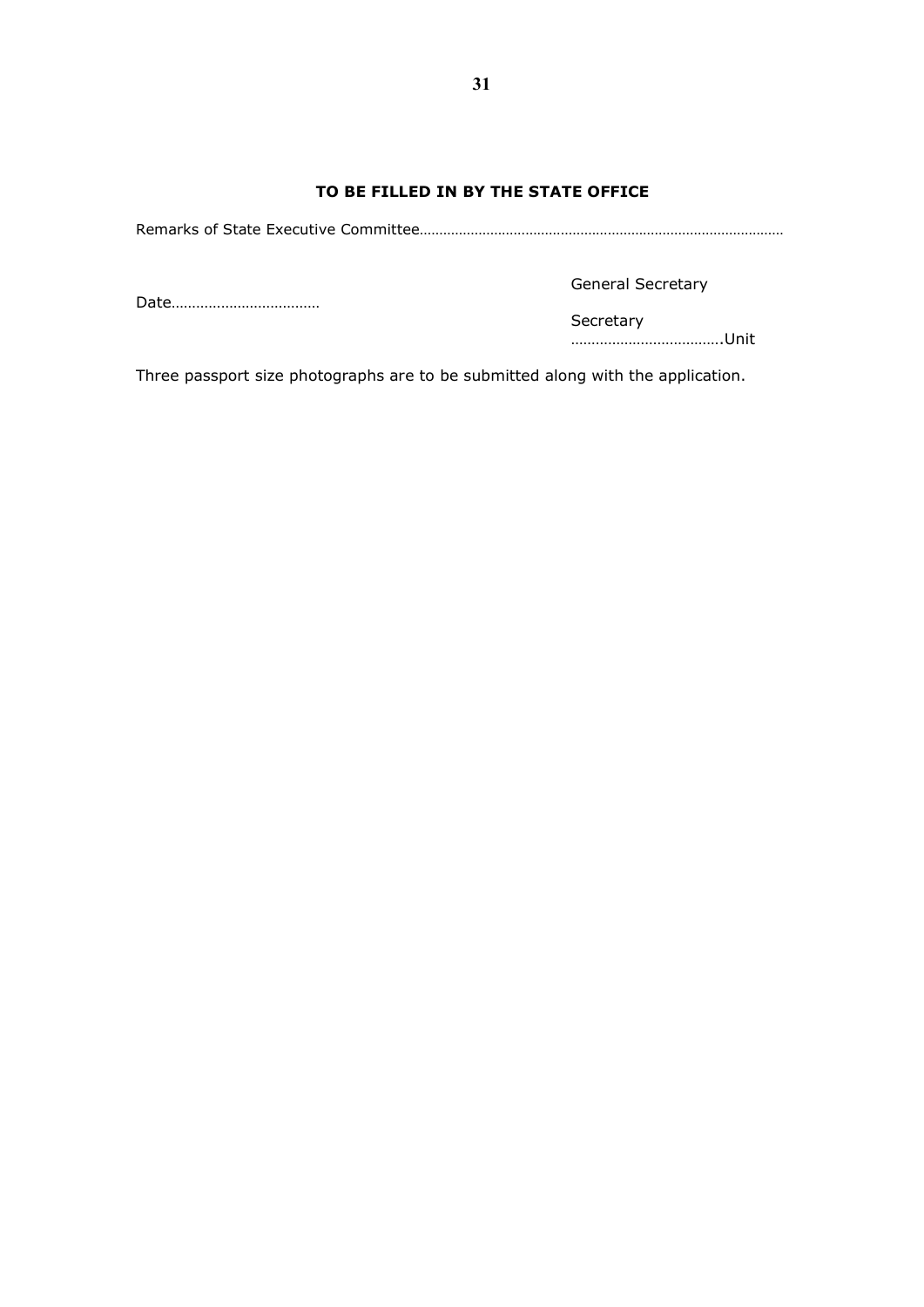**TO BE FILLED IN BY THE STATE OFFICE**

Remarks of State Executive Committee……………………………………………………………………………………

General Secretary

Date………………………………

Secretary

……………………………….Unit

Three passport size photographs are to be submitted along with the application.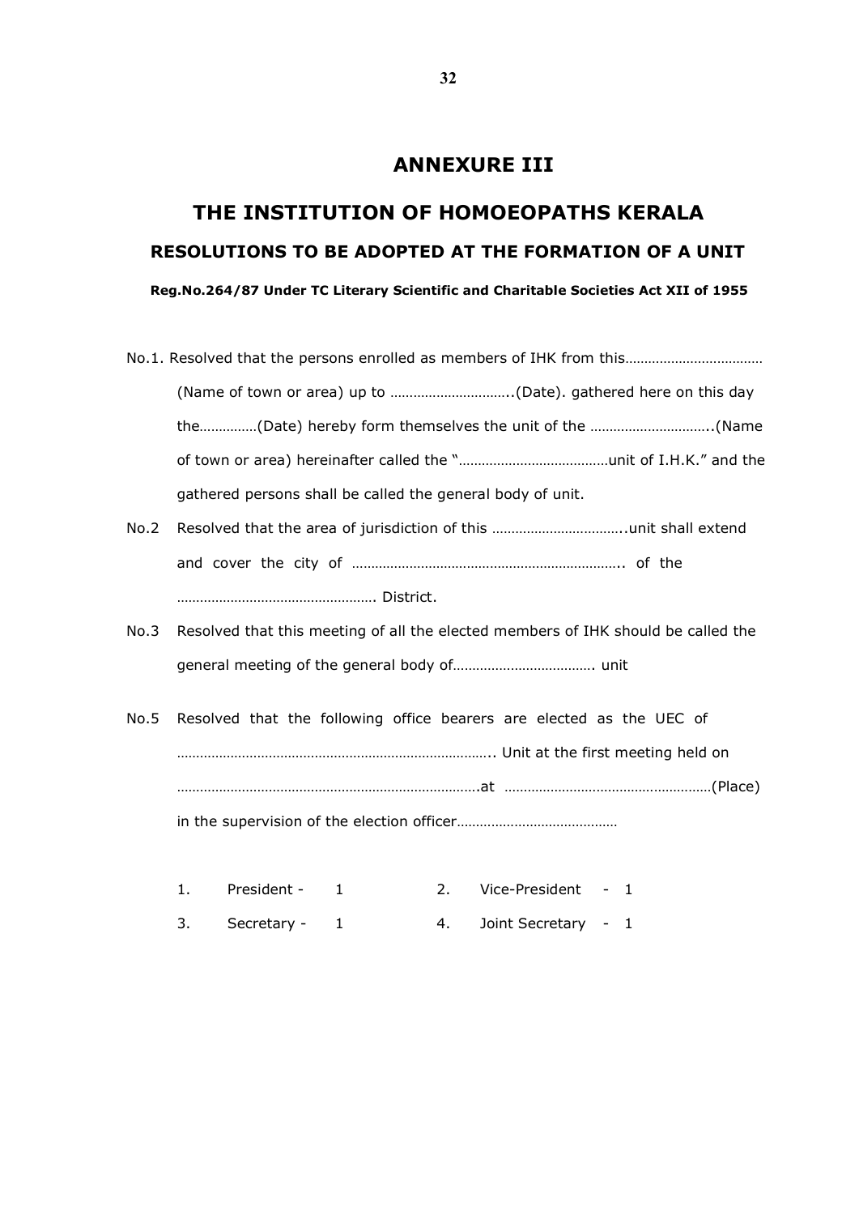# ANNEXURE III

# THE INSTITUTION OF HOMOEOPATHS KERALA

## RESOLUTIONS TO BE ADOPTED AT THE FORMATION OF A UNIT

**Reg.No.264/87 Under TC Literary Scientific and Charitable Societies Act XII of 1955**

No.1. Resolved that the persons enrolled as members of IHK from this……………………………… (Name of town or area) up to …………………………..(Date). gathered here on this day the……………(Date) hereby form themselves the unit of the …………………………..(Name of town or area) hereinafter called the "…………………………………unit of I.H.K." and the gathered persons shall be called the general body of unit.

No.2 Resolved that the area of jurisdiction of this ……………………………..unit shall extend and cover the city of …………………………………………………………….. of the ……………………………………………. District.

No.3 Resolved that this meeting of all the elected members of IHK should be called the general meeting of the general body of………………………………. unit

No.5 Resolved that the following office bearers are elected as the UEC of ……………………………………………………………………….. Unit at the first meeting held on …………………………………………………………………….at ………………………………………………(Place) in the supervision of the election officer……………………………………

| | | | | | |
|---|---|---|---|---|---|
| 1. | President - | 1 | 2. | Vice-President | - 1 |
| 3. | Secretary - | 1 | 4. | Joint Secretary | - 1 |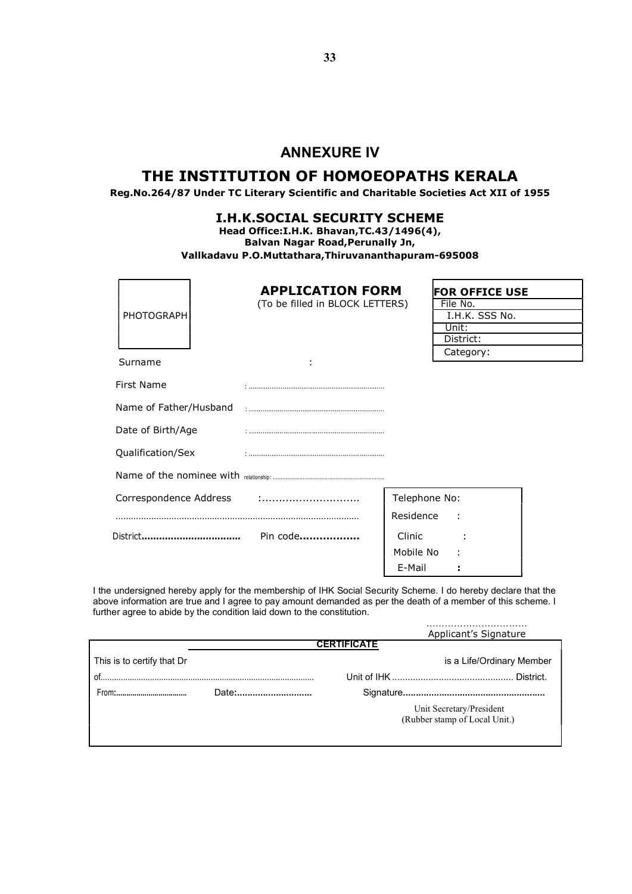# ANNEXURE IV

# THE INSTITUTION OF HOMOEOPATHS KERALA

**Reg.No.264/87 Under TC Literary Scientific and Charitable Societies Act XII of 1955**

## I.H.K.SOCIAL SECURITY SCHEME

**Head Office:I.H.K. Bhavan,TC.43/1496(4), Balvan Nagar Road,Perunally Jn, Vallkadavu P.O.Muttathara,Thiruvananthapuram-695008**

PHOTOGRAPH

## APPLICATION FORM

(To be filled in BLOCK LETTERS)

| FOR OFFICE USE |
|---|
| File No. |
| I.H.K. SSS No. |
| Unit: |
| District: |
| Category: |

Surname :

First Name : ........................................................................

Name of Father/Husband : ........................................................................

Date of Birth/Age : ........................................................................

Qualification/Sex : ........................................................................

Name of the nominee with relationship: ........................................................................

Correspondence Address :.............................

.............................................................................................

District.................................. Pin code..................

| Telephone No: |
|---|
| Residence : |
| Clinic : |
| Mobile No : |
| E-Mail : |

I the undersigned hereby apply for the membership of IHK Social Security Scheme. I do hereby declare that the above information are true and I agree to pay amount demanded as per the death of a member of this scheme. I further agree to abide by the condition laid down to the constitution.

.................................

Applicant's Signature

**CERTIFICATE**

This is to certify that Dr is a Life/Ordinary Member

of............................................................................................... Unit of IHK .............................................. District.

From:.................................. Date:............................ Signature......................................................

Unit Secretary/President
(Rubber stamp of Local Unit.)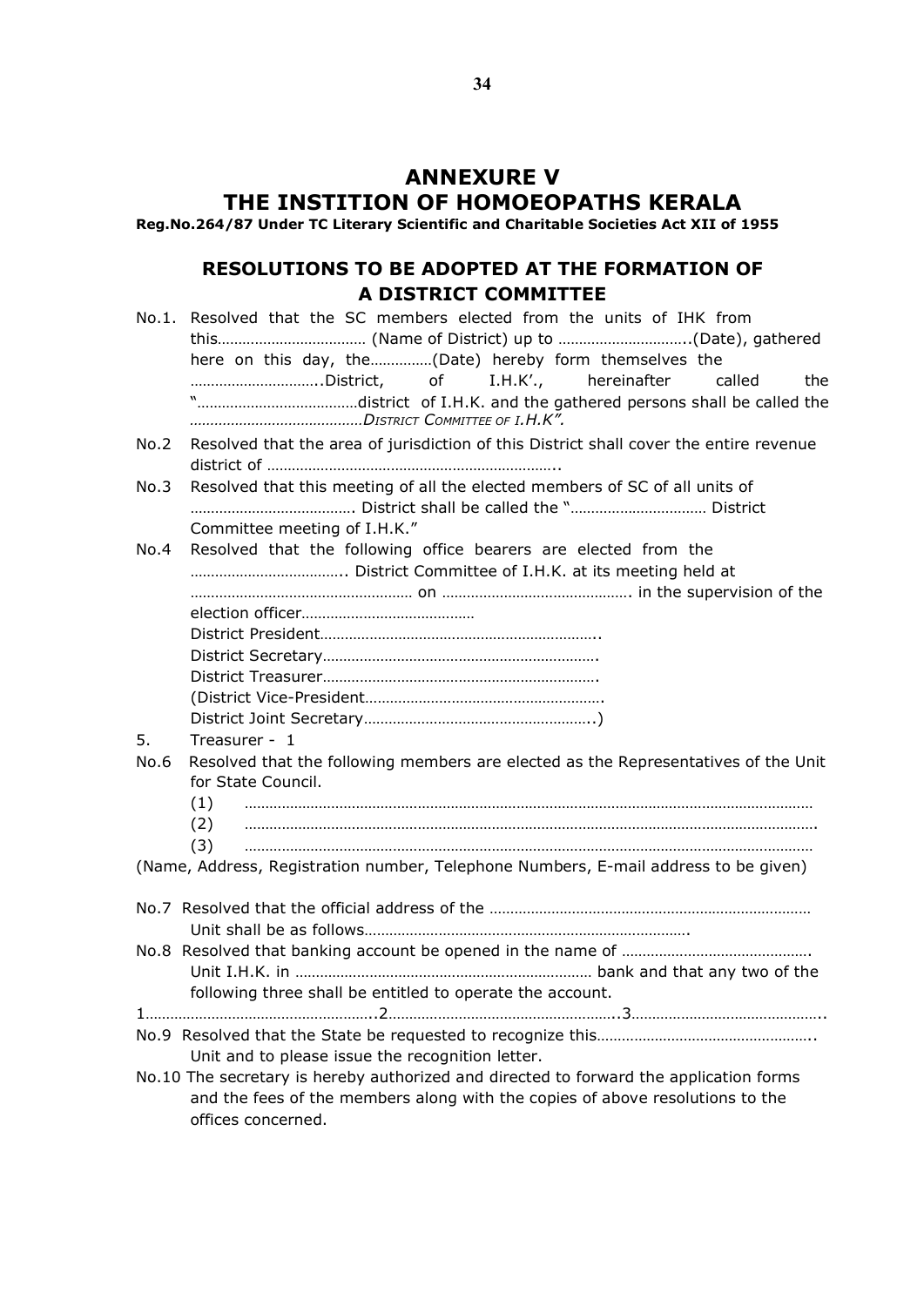# ANNEXURE V

# THE INSTITION OF HOMOEOPATHS KERALA

**Reg.No.264/87 Under TC Literary Scientific and Charitable Societies Act XII of 1955**

## RESOLUTIONS TO BE ADOPTED AT THE FORMATION OF A DISTRICT COMMITTEE

No.1. Resolved that the SC members elected from the units of IHK from this……………………………… (Name of District) up to …………………………..(Date), gathered here on this day, the……………(Date) hereby form themselves the …………………………..District, of I.H.K'., hereinafter called the "…………………………………district of I.H.K. and the gathered persons shall be called the ……………………………………*DISTRICT COMMITTEE OF I.H.K".*

No.2 Resolved that the area of jurisdiction of this District shall cover the entire revenue district of ……………………………………………………………..

No.3 Resolved that this meeting of all the elected members of SC of all units of ………………………………… District shall be called the "…………………………… District Committee meeting of I.H.K."

No.4 Resolved that the following office bearers are elected from the ……………………………….. District Committee of I.H.K. at its meeting held at ……………………………………………… on ………………………………………. in the supervision of the election officer……………………………………

District President…………………………………………………………..

District Secretary…………………………………………………………..

District Treasurer…………………………………………………………..

(District Vice-President………………………………………………….

District Joint Secretary………………………………………………..)

5. Treasurer - 1

No.6 Resolved that the following members are elected as the Representatives of the Unit for State Council.

(1) …………………………………………………………………………………………………………………

(2) …………………………………………………………………………………………………………………

(3) …………………………………………………………………………………………………………………

(Name, Address, Registration number, Telephone Numbers, E-mail address to be given)

No.7 Resolved that the official address of the …………………………………………………………………… Unit shall be as follows…………………………………………………………………….

No.8 Resolved that banking account be opened in the name of ………………………………………. Unit I.H.K. in ……………………………………………………………… bank and that any two of the following three shall be entitled to operate the account.

1………………………………………………..2………………………………………………..3………………………………………..

No.9 Resolved that the State be requested to recognize this…………………………………………….. Unit and to please issue the recognition letter.

No.10 The secretary is hereby authorized and directed to forward the application forms and the fees of the members along with the copies of above resolutions to the offices concerned.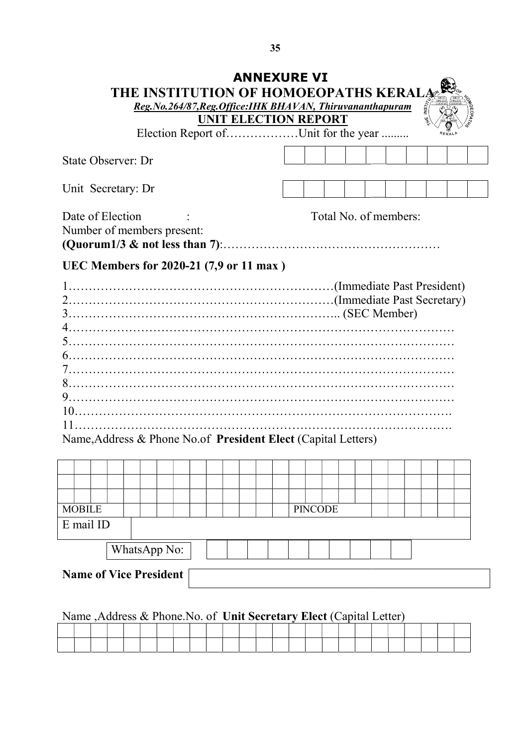# ANNEXURE VI

## THE INSTITUTION OF HOMOEOPATHS KERALA

***Reg.No.264/87,Reg.Office:IHK BHAVAN, Thiruvananthapuram***

**UNIT ELECTION REPORT**

Election Report of………………Unit for the year .........

State Observer: Dr

Unit Secretary: Dr

Date of Election : Total No. of members:

Number of members present:

**(Quorum1/3 & not less than 7)**:……………………………………………

**UEC Members for 2020-21 (7,9 or 11 max )**

1………………………………………………………(Immediate Past President)
2………………………………………………………(Immediate Past Secretary)
3……………………………………………………….. (SEC Member)
4……………………………………………………………………………
5……………………………………………………………………………
6……………………………………………………………………………
7……………………………………………………………………………
8……………………………………………………………………………
9……………………………………………………………………………
10…………………………………………………………………………….
11…………………………………………………………………………….

Name,Address & Phone No.of **President Elect** (Capital Letters)

| | | | | | | | | | | | | | | | | | | | | | | | | |
|---|---|---|---|---|---|---|---|---|---|---|---|---|---|---|---|---|---|---|---|---|---|---|---|---|
| | | | | | | | | | | | | | | | | | | | | | | | | |
| | | | | | | | | | | | | | | | | | | | | | | | | |
| MOBILE | | | | | | | | | | | | PINCODE | | | | | | | | | | | | |
| E mail ID | | | | | | | | | | | | | | | | | | | | | | | | |

WhatsApp No:

**Name of Vice President**

Name ,Address & Phone.No. of **Unit Secretary Elect** (Capital Letter)

| | | | | | | | | | | | | | | | | | | | | | | | | |
|---|---|---|---|---|---|---|---|---|---|---|---|---|---|---|---|---|---|---|---|---|---|---|---|---|
| | | | | | | | | | | | | | | | | | | | | | | | | |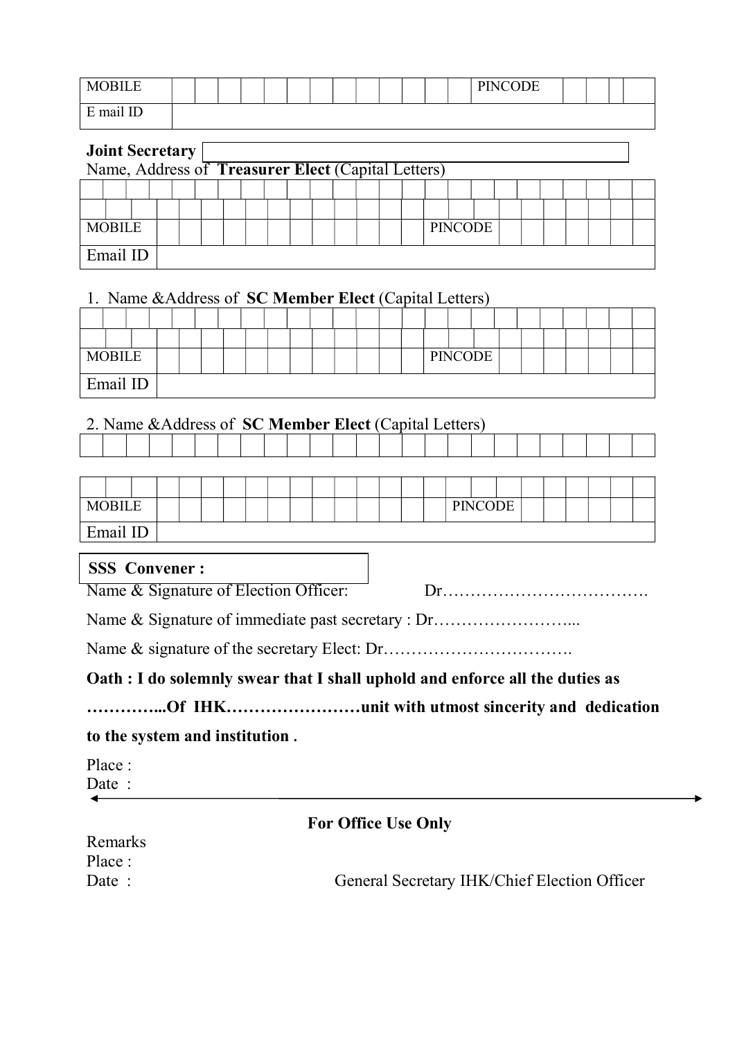| MOBILE | | | | | | | | | | | | | | PINCODE | | | | |
|---|---|---|---|---|---|---|---|---|---|---|---|---|---|---|---|---|---|---|
| E mail ID | | | | | | | | | | | | | | | | | | |

**Joint Secretary** [ ]

Name, Address of **Treasurer Elect** (Capital Letters)

| | | | | | | | | | | | | | | | | | | | | | | | |
|---|---|---|---|---|---|---|---|---|---|---|---|---|---|---|---|---|---|---|---|---|---|---|---|
| | | | | | | | | | | | | | | | | | | | | | | | |
| MOBILE | | | | | | | | | | | | PINCODE | | | | | | | | | | | |
| Email ID | | | | | | | | | | | | | | | | | | | | | | | |

1. Name &Address of **SC Member Elect** (Capital Letters)

| | | | | | | | | | | | | | | | | | | | | | | | |
|---|---|---|---|---|---|---|---|---|---|---|---|---|---|---|---|---|---|---|---|---|---|---|---|
| | | | | | | | | | | | | | | | | | | | | | | | |
| MOBILE | | | | | | | | | | | | PINCODE | | | | | | | | | | | |
| Email ID | | | | | | | | | | | | | | | | | | | | | | | |

2. Name &Address of **SC Member Elect** (Capital Letters)

| | | | | | | | | | | | | | | | | | | | | | | | |
|---|---|---|---|---|---|---|---|---|---|---|---|---|---|---|---|---|---|---|---|---|---|---|---|
| | | | | | | | | | | | | | | | | | | | | | | | |
| MOBILE | | | | | | | | | | | | | PINCODE | | | | | | | | | | |
| Email ID | | | | | | | | | | | | | | | | | | | | | | | |

**SSS Convener :**

Name & Signature of Election Officer: Dr……………………………….

Name & Signature of immediate past secretary : Dr……………………...

Name & signature of the secretary Elect: Dr…………………………….

**Oath : I do solemnly swear that I shall uphold and enforce all the duties as …………...Of IHK……………………unit with utmost sincerity and dedication to the system and institution .**

Place :

Date :

---

**For Office Use Only**

Remarks

Place :

Date : General Secretary IHK/Chief Election Officer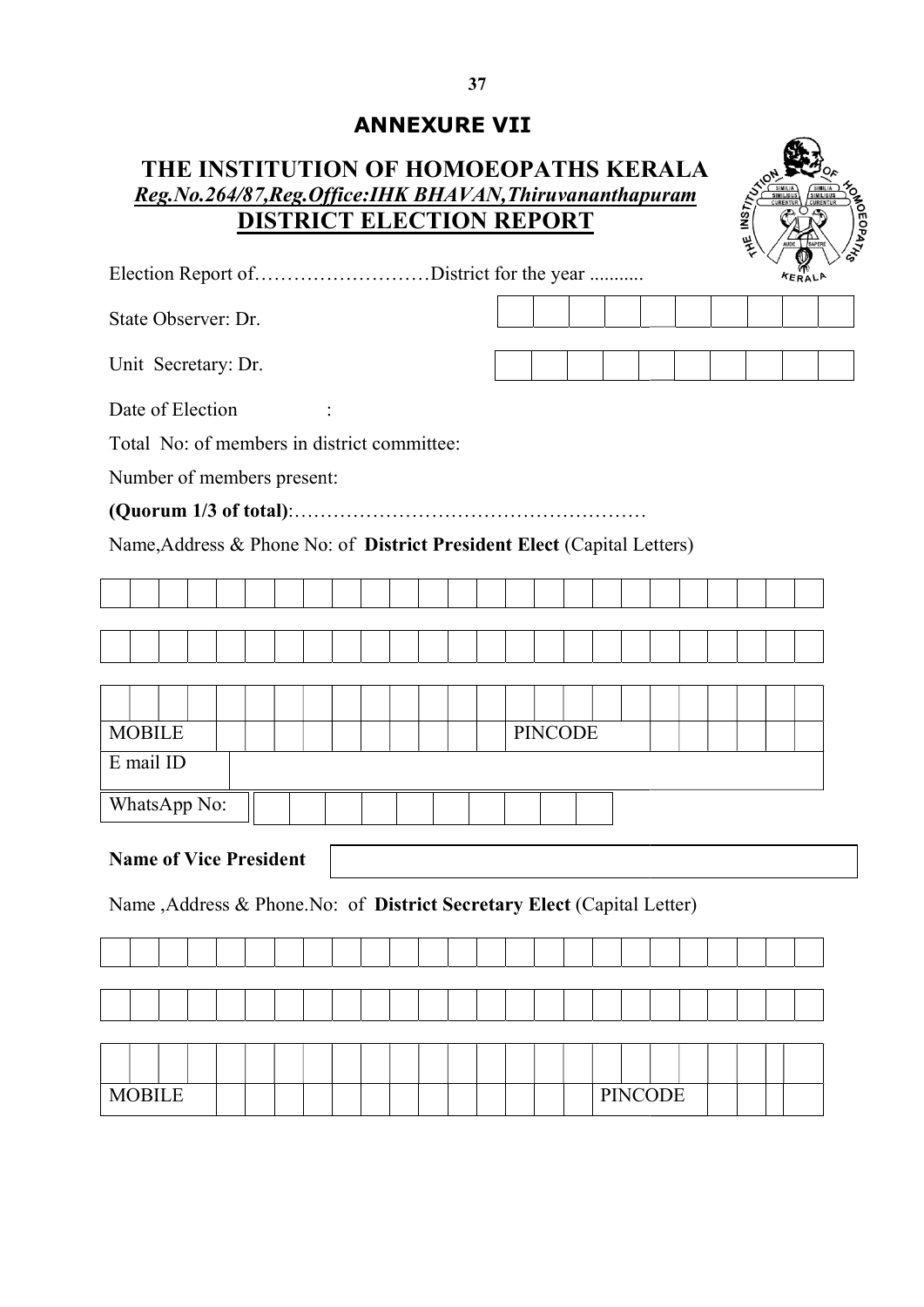## ANNEXURE VII

# THE INSTITUTION OF HOMOEOPATHS KERALA

***Reg.No.264/87,Reg.Office:IHK BHAVAN,Thiruvananthapuram***

## DISTRICT ELECTION REPORT

Election Report of………………………District for the year ...........

State Observer: Dr.

Unit Secretary: Dr.

Date of Election :

Total No: of members in district committee:

Number of members present:

**(Quorum 1/3 of total)**:………………………………………………

Name,Address & Phone No: of **District President Elect** (Capital Letters)

| | | | | | | | | | | | | | | | | | | | | | | | | |
|---|---|---|---|---|---|---|---|---|---|---|---|---|---|---|---|---|---|---|---|---|---|---|---|---|
| | | | | | | | | | | | | | | | | | | | | | | | | |
| | | | | | | | | | | | | | | | | | | | | | | | | |
| | | | | | | | | | | | | | | | | | | | | | | | | |

| MOBILE | | | | | | | | | | PINCODE | | | | | |
|---|---|---|---|---|---|---|---|---|---|---|---|---|---|---|---|

| E mail ID | |
|---|---|

| WhatsApp No: | | | | | | | | | | |
|---|---|---|---|---|---|---|---|---|---|---|

**Name of Vice President**

Name ,Address & Phone.No: of **District Secretary Elect** (Capital Letter)

| | | | | | | | | | | | | | | | | | | | | | | | | |
|---|---|---|---|---|---|---|---|---|---|---|---|---|---|---|---|---|---|---|---|---|---|---|---|---|
| | | | | | | | | | | | | | | | | | | | | | | | | |
| | | | | | | | | | | | | | | | | | | | | | | | | |
| | | | | | | | | | | | | | | | | | | | | | | | | |

| MOBILE | | | | | | | | | | | | | PINCODE | | | | |
|---|---|---|---|---|---|---|---|---|---|---|---|---|---|---|---|---|---|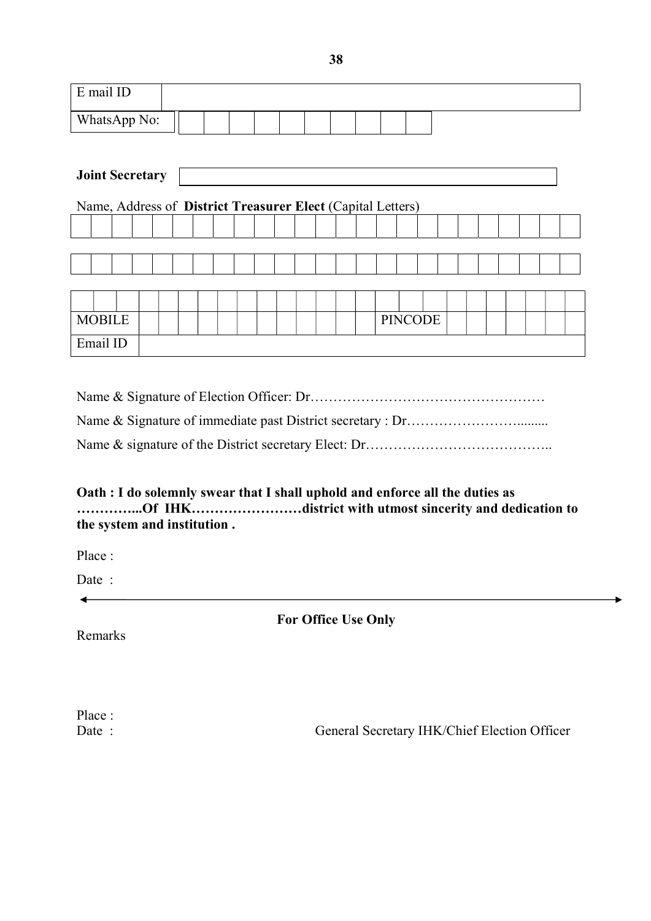| E mail ID | |
|---|---|
| WhatsApp No: | |

**Joint Secretary** |  |

Name, Address of **District Treasurer Elect** (Capital Letters)

| | | | | | | | | | | | | | | | | | | | | | | | | |
|---|---|---|---|---|---|---|---|---|---|---|---|---|---|---|---|---|---|---|---|---|---|---|---|---|
| | | | | | | | | | | | | | | | | | | | | | | | | |
| | | | | | | | | | | | | | | | | | | | | | | | | |

| | | | | | | | | | | | | | | | |
|---|---|---|---|---|---|---|---|---|---|---|---|---|---|---|---|
| MOBILE | | | | | | | | | | | PINCODE | | | | |
| Email ID | | | | | | | | | | | | | | | |

Name & Signature of Election Officer: Dr……………………………………………

Name & Signature of immediate past District secretary : Dr…………………….........

Name & signature of the District secretary Elect: Dr…………………………………..

**Oath : I do solemnly swear that I shall uphold and enforce all the duties as …………...Of IHK……………………district with utmost sincerity and dedication to the system and institution .**

Place :

Date :

**For Office Use Only**

Remarks

Place :

Date :

General Secretary IHK/Chief Election Officer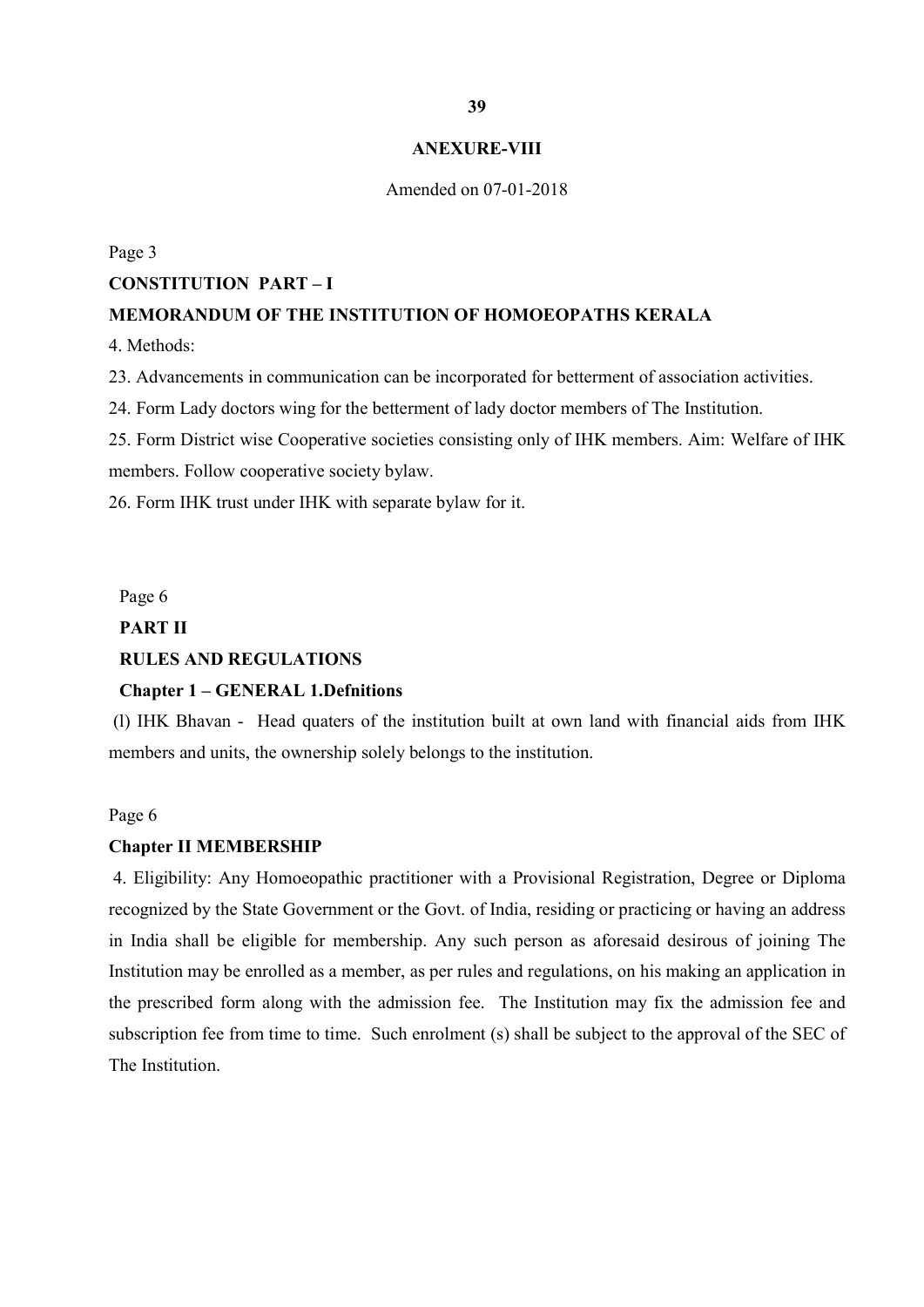## ANEXURE-VIII

Amended on 07-01-2018

Page 3

**CONSTITUTION PART – I**

**MEMORANDUM OF THE INSTITUTION OF HOMOEOPATHS KERALA**

4. Methods:

23. Advancements in communication can be incorporated for betterment of association activities.

24. Form Lady doctors wing for the betterment of lady doctor members of The Institution.

25. Form District wise Cooperative societies consisting only of IHK members. Aim: Welfare of IHK members. Follow cooperative society bylaw.

26. Form IHK trust under IHK with separate bylaw for it.

Page 6

**PART II**

**RULES AND REGULATIONS**

**Chapter 1 – GENERAL 1.Defnitions**

(l) IHK Bhavan - Head quaters of the institution built at own land with financial aids from IHK members and units, the ownership solely belongs to the institution.

Page 6

**Chapter II MEMBERSHIP**

4. Eligibility: Any Homoeopathic practitioner with a Provisional Registration, Degree or Diploma recognized by the State Government or the Govt. of India, residing or practicing or having an address in India shall be eligible for membership. Any such person as aforesaid desirous of joining The Institution may be enrolled as a member, as per rules and regulations, on his making an application in the prescribed form along with the admission fee. The Institution may fix the admission fee and subscription fee from time to time. Such enrolment (s) shall be subject to the approval of the SEC of The Institution.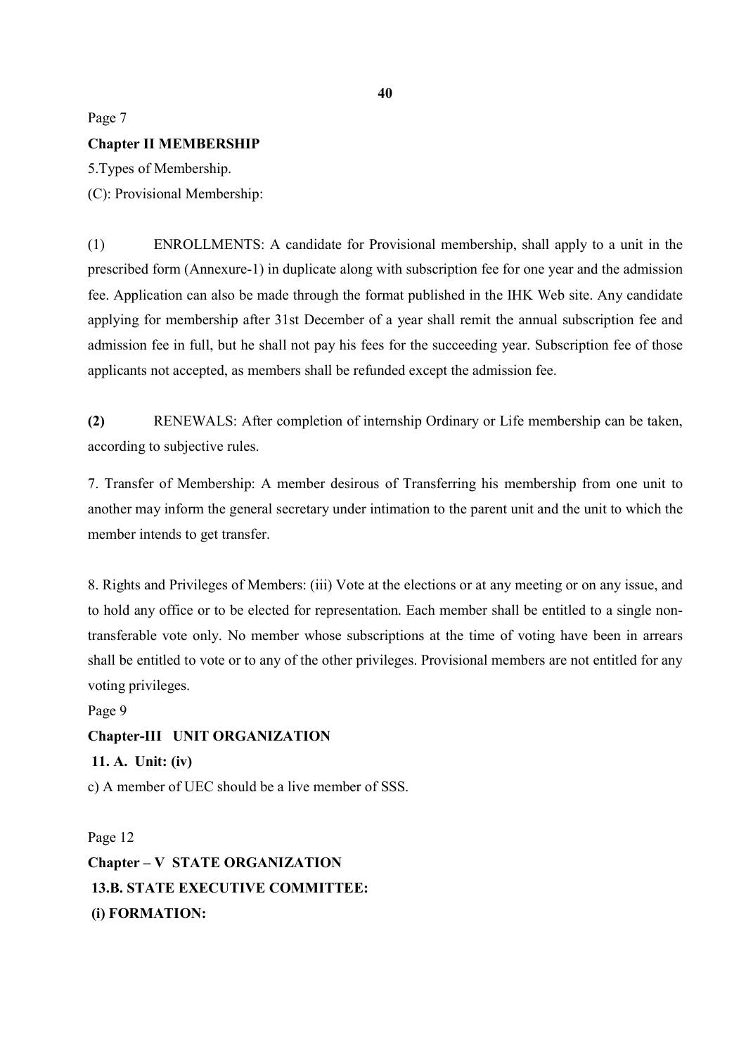Page 7

**Chapter II MEMBERSHIP**

5.Types of Membership.

(C): Provisional Membership:

(1) ENROLLMENTS: A candidate for Provisional membership, shall apply to a unit in the prescribed form (Annexure-1) in duplicate along with subscription fee for one year and the admission fee. Application can also be made through the format published in the IHK Web site. Any candidate applying for membership after 31st December of a year shall remit the annual subscription fee and admission fee in full, but he shall not pay his fees for the succeeding year. Subscription fee of those applicants not accepted, as members shall be refunded except the admission fee.

**(2)** RENEWALS: After completion of internship Ordinary or Life membership can be taken, according to subjective rules.

7. Transfer of Membership: A member desirous of Transferring his membership from one unit to another may inform the general secretary under intimation to the parent unit and the unit to which the member intends to get transfer.

8. Rights and Privileges of Members: (iii) Vote at the elections or at any meeting or on any issue, and to hold any office or to be elected for representation. Each member shall be entitled to a single non-transferable vote only. No member whose subscriptions at the time of voting have been in arrears shall be entitled to vote or to any of the other privileges. Provisional members are not entitled for any voting privileges.

Page 9

**Chapter-III UNIT ORGANIZATION**

**11. A. Unit: (iv)**

c) A member of UEC should be a live member of SSS.

Page 12

**Chapter – V STATE ORGANIZATION**

**13.B. STATE EXECUTIVE COMMITTEE:**

**(i) FORMATION:**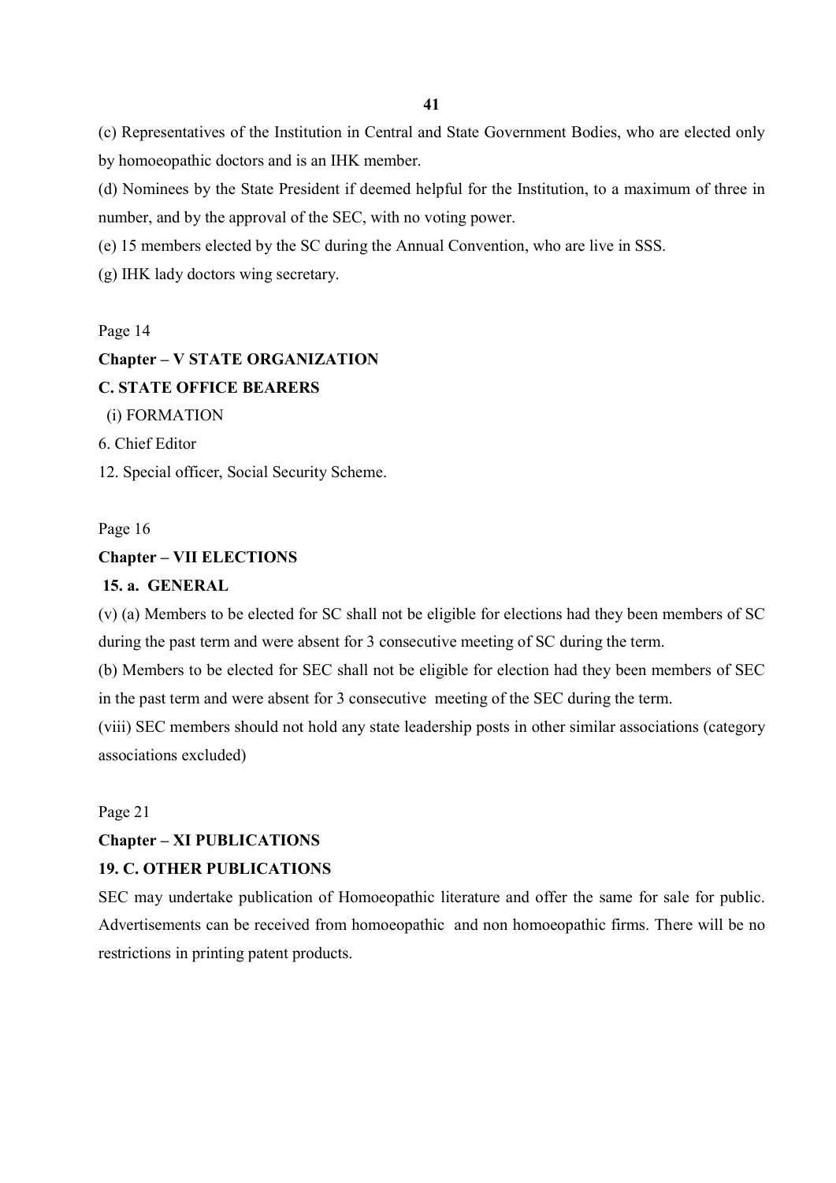(c) Representatives of the Institution in Central and State Government Bodies, who are elected only by homoeopathic doctors and is an IHK member.

(d) Nominees by the State President if deemed helpful for the Institution, to a maximum of three in number, and by the approval of the SEC, with no voting power.

(e) 15 members elected by the SC during the Annual Convention, who are live in SSS.

(g) IHK lady doctors wing secretary.

Page 14

**Chapter – V STATE ORGANIZATION**

**C. STATE OFFICE BEARERS**

(i) FORMATION

6. Chief Editor

12. Special officer, Social Security Scheme.

Page 16

**Chapter – VII ELECTIONS**

**15. a. GENERAL**

(v) (a) Members to be elected for SC shall not be eligible for elections had they been members of SC during the past term and were absent for 3 consecutive meeting of SC during the term.

(b) Members to be elected for SEC shall not be eligible for election had they been members of SEC in the past term and were absent for 3 consecutive meeting of the SEC during the term.

(viii) SEC members should not hold any state leadership posts in other similar associations (category associations excluded)

Page 21

**Chapter – XI PUBLICATIONS**

**19. C. OTHER PUBLICATIONS**

SEC may undertake publication of Homoeopathic literature and offer the same for sale for public. Advertisements can be received from homoeopathic and non homoeopathic firms. There will be no restrictions in printing patent products.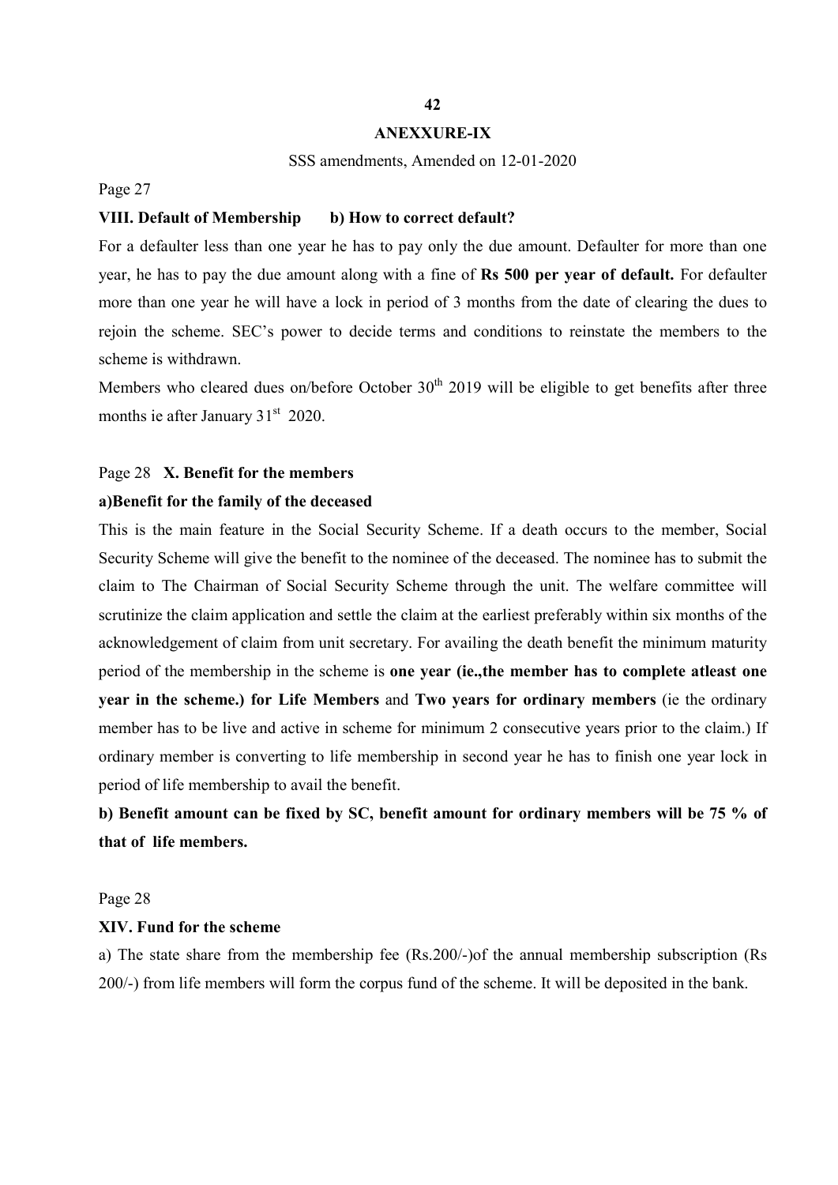## ANEXXURE-IX

SSS amendments, Amended on 12-01-2020

Page 27

**VIII. Default of Membership b) How to correct default?**

For a defaulter less than one year he has to pay only the due amount. Defaulter for more than one year, he has to pay the due amount along with a fine of **Rs 500 per year of default.** For defaulter more than one year he will have a lock in period of 3 months from the date of clearing the dues to rejoin the scheme. SEC's power to decide terms and conditions to reinstate the members to the scheme is withdrawn.

Members who cleared dues on/before October 30th 2019 will be eligible to get benefits after three months ie after January 31st 2020.

Page 28 **X. Benefit for the members**

**a)Benefit for the family of the deceased**

This is the main feature in the Social Security Scheme. If a death occurs to the member, Social Security Scheme will give the benefit to the nominee of the deceased. The nominee has to submit the claim to The Chairman of Social Security Scheme through the unit. The welfare committee will scrutinize the claim application and settle the claim at the earliest preferably within six months of the acknowledgement of claim from unit secretary. For availing the death benefit the minimum maturity period of the membership in the scheme is **one year (ie.,the member has to complete atleast one year in the scheme.) for Life Members** and **Two years for ordinary members** (ie the ordinary member has to be live and active in scheme for minimum 2 consecutive years prior to the claim.) If ordinary member is converting to life membership in second year he has to finish one year lock in period of life membership to avail the benefit.

**b) Benefit amount can be fixed by SC, benefit amount for ordinary members will be 75 % of that of life members.**

Page 28

**XIV. Fund for the scheme**

a) The state share from the membership fee (Rs.200/-)of the annual membership subscription (Rs 200/-) from life members will form the corpus fund of the scheme. It will be deposited in the bank.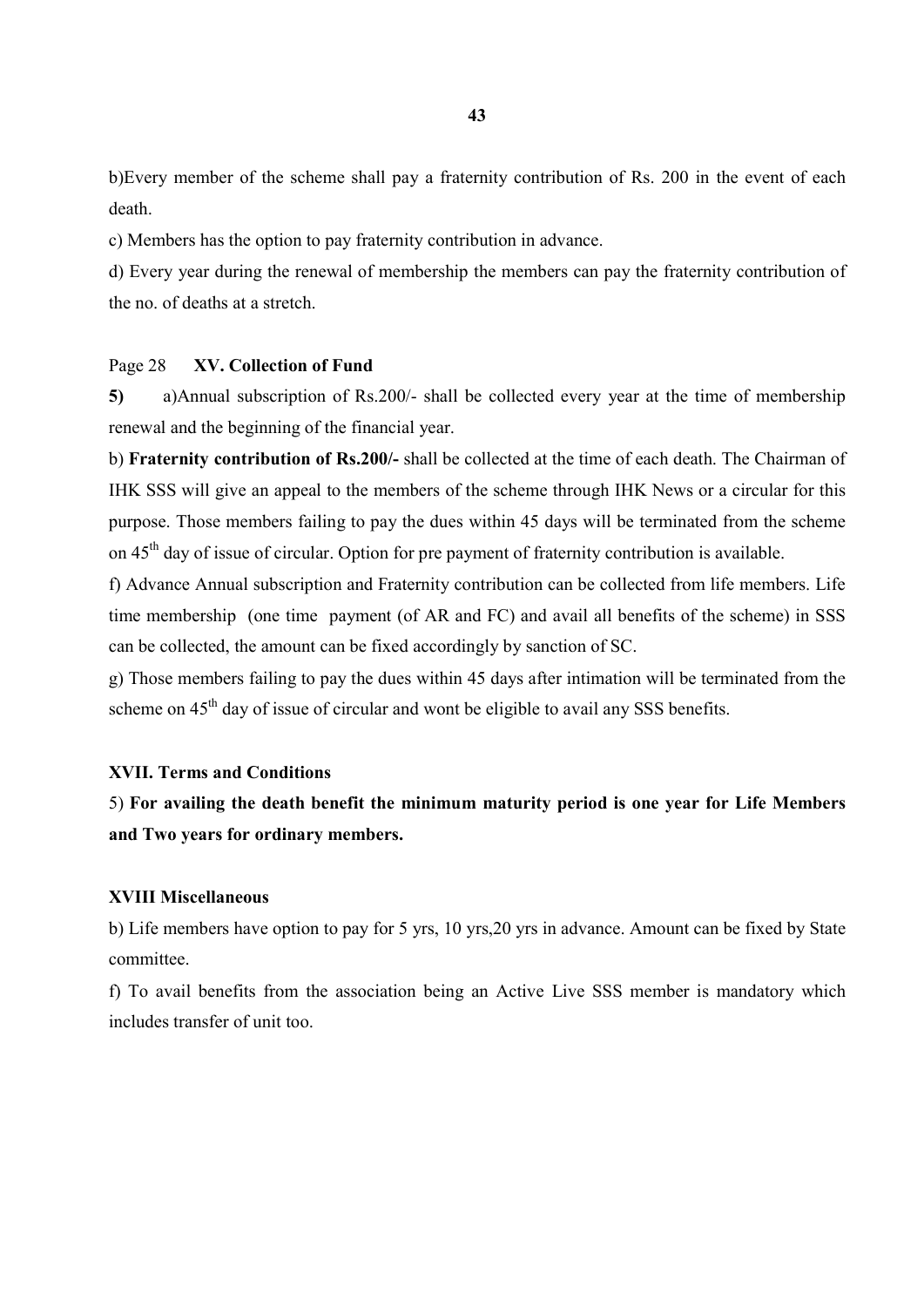b)Every member of the scheme shall pay a fraternity contribution of Rs. 200 in the event of each death.

c) Members has the option to pay fraternity contribution in advance.

d) Every year during the renewal of membership the members can pay the fraternity contribution of the no. of deaths at a stretch.

Page 28 **XV. Collection of Fund**

**5)** a)Annual subscription of Rs.200/- shall be collected every year at the time of membership renewal and the beginning of the financial year.

b) **Fraternity contribution of Rs.200/-** shall be collected at the time of each death. The Chairman of IHK SSS will give an appeal to the members of the scheme through IHK News or a circular for this purpose. Those members failing to pay the dues within 45 days will be terminated from the scheme on 45th day of issue of circular. Option for pre payment of fraternity contribution is available.

f) Advance Annual subscription and Fraternity contribution can be collected from life members. Life time membership (one time payment (of AR and FC) and avail all benefits of the scheme) in SSS can be collected, the amount can be fixed accordingly by sanction of SC.

g) Those members failing to pay the dues within 45 days after intimation will be terminated from the scheme on 45th day of issue of circular and wont be eligible to avail any SSS benefits.

**XVII. Terms and Conditions**

5) **For availing the death benefit the minimum maturity period is one year for Life Members and Two years for ordinary members.**

**XVIII Miscellaneous**

b) Life members have option to pay for 5 yrs, 10 yrs,20 yrs in advance. Amount can be fixed by State committee.

f) To avail benefits from the association being an Active Live SSS member is mandatory which includes transfer of unit too.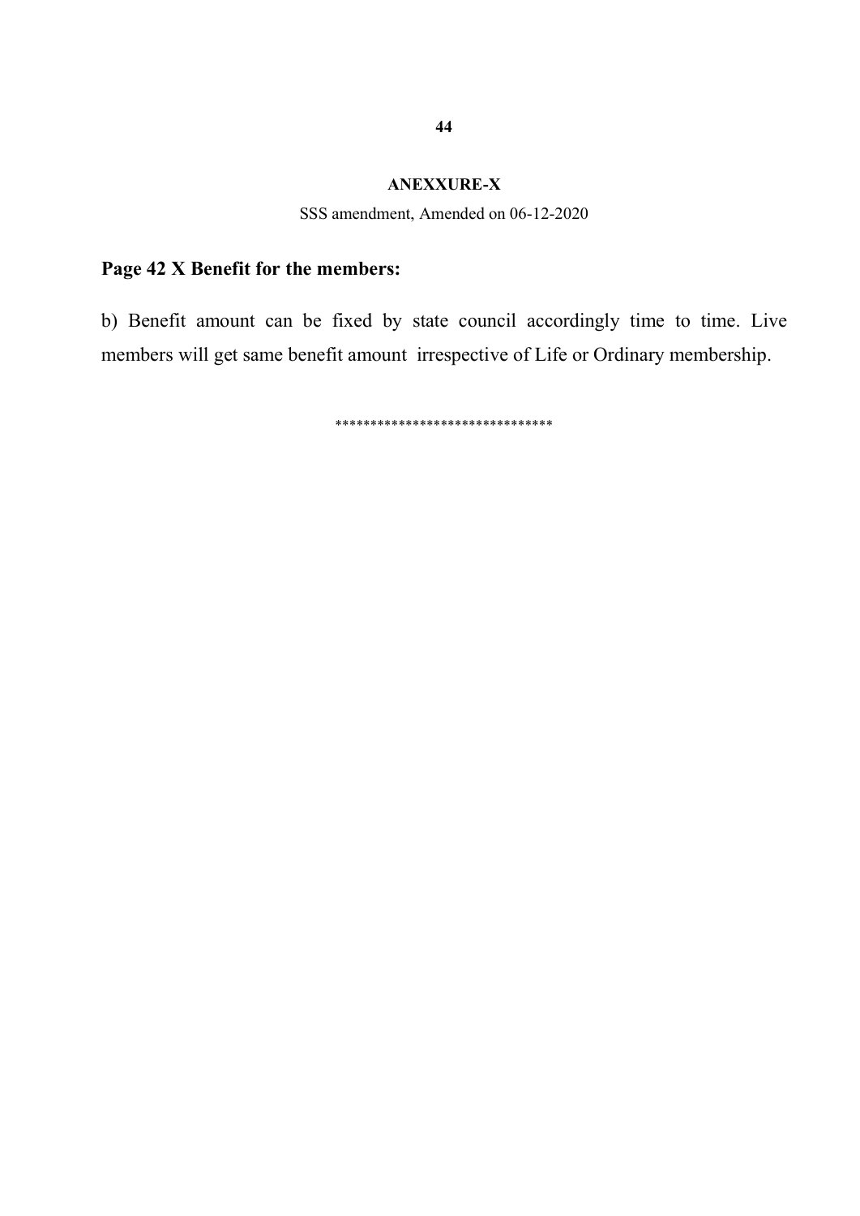**ANEXXURE-X**

SSS amendment, Amended on 06-12-2020

## Page 42 X Benefit for the members:

b) Benefit amount can be fixed by state council accordingly time to time. Live members will get same benefit amount irrespective of Life or Ordinary membership.

******************************